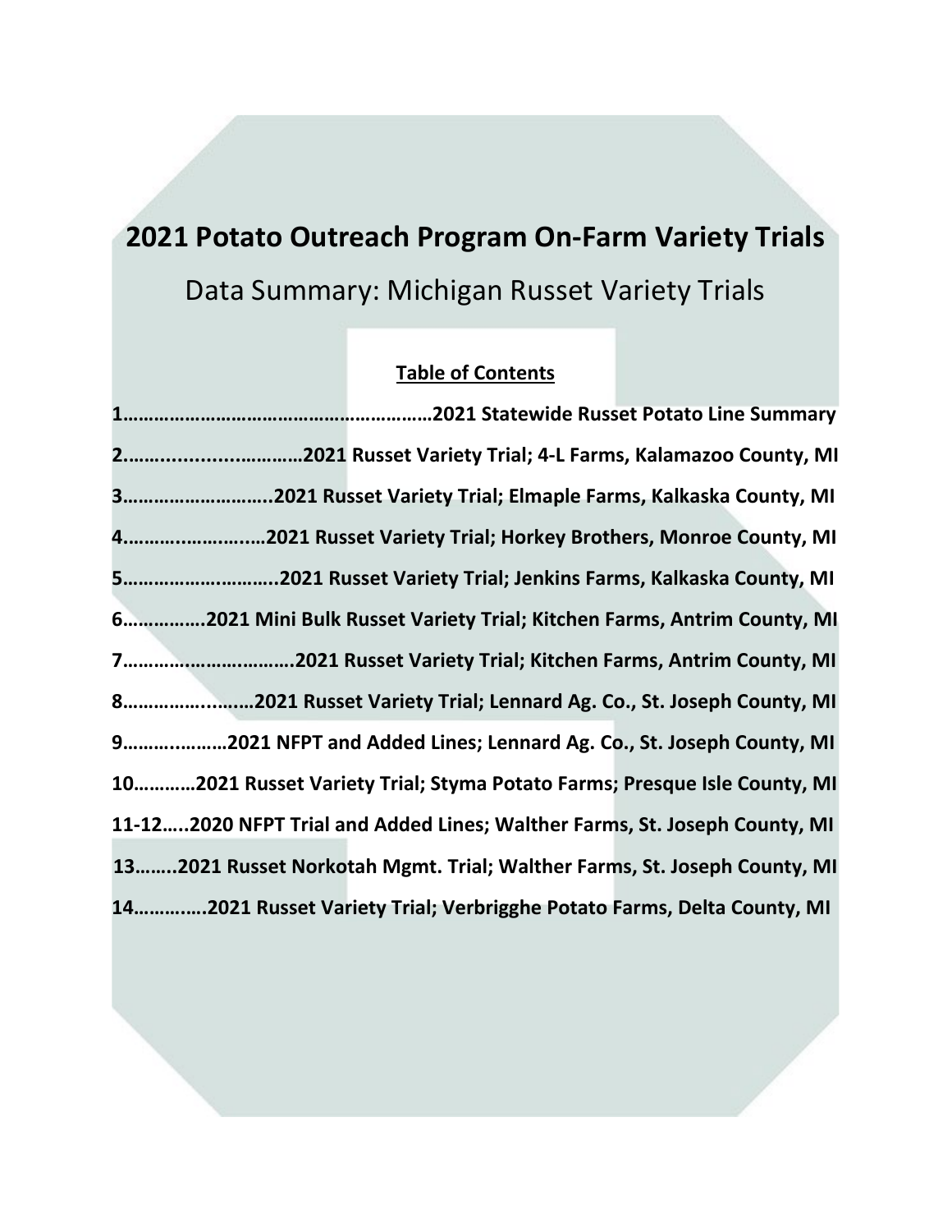# 2021 Potato Outreach Program On-Farm Variety Trials

## Data Summary: Michigan Russet Variety Trials

**Table of Contents**

**1……………………………………………………2021 Statewide Russet Potato Line Summary**

**2……..........………2021 Russet Variety Trial; 4-L Farms, Kalamazoo County, MI**

**3………………………..2021 Russet Variety Trial; Elmaple Farms, Kalkaska County, MI**

**4…………..………..…2021 Russet Variety Trial; Horkey Brothers, Monroe County, MI**

**5…………….………..2021 Russet Variety Trial; Jenkins Farms, Kalkaska County, MI**

**6…………….2021 Mini Bulk Russet Variety Trial; Kitchen Farms, Antrim County, MI**

**7…………….…….……….2021 Russet Variety Trial; Kitchen Farms, Antrim County, MI**

**8………………..……2021 Russet Variety Trial; Lennard Ag. Co., St. Joseph County, MI**

**9………….……..…2021 NFPT and Added Lines; Lennard Ag. Co., St. Joseph County, MI**

**10…………2021 Russet Variety Trial; Styma Potato Farms; Presque Isle County, MI**

**11-12…..2020 NFPT Trial and Added Lines; Walther Farms, St. Joseph County, MI**

**13……..2021 Russet Norkotah Mgmt. Trial; Walther Farms, St. Joseph County, MI**

**14…………..2021 Russet Variety Trial; Verbrigghe Potato Farms, Delta County, MI**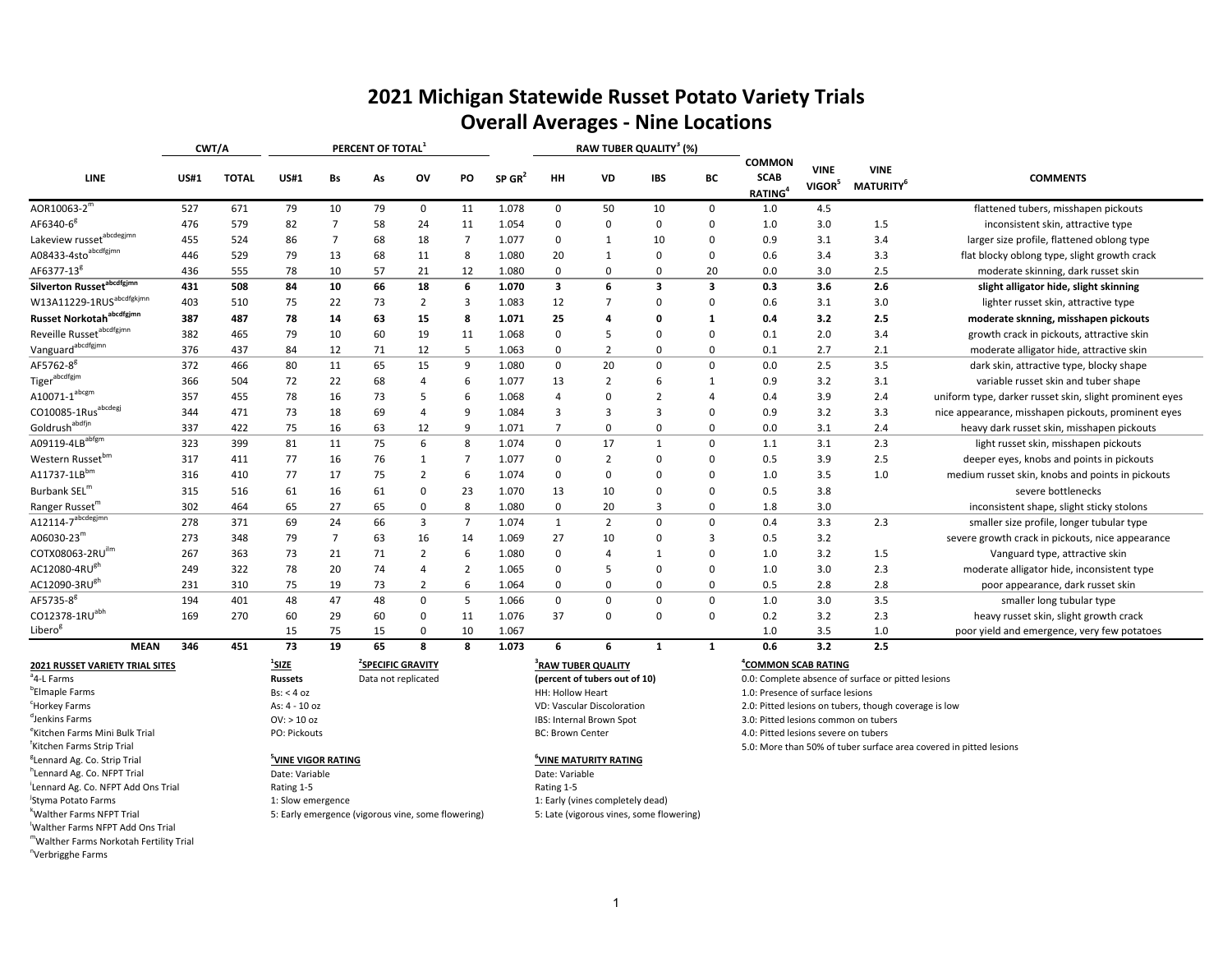# 2021 Michigan Statewide Russet Potato Variety Trials
## Overall Averages - Nine Locations

| LINE | CWT/A US#1 | CWT/A TOTAL | PERCENT OF TOTAL[1] US#1 | Bs | As | OV | PO | SP GR[2] | RAW TUBER QUALITY[3] (%) HH | VD | IBS | BC | COMMON SCAB RATING[4] | VINE VIGOR[5] | VINE MATURITY[6] | COMMENTS |
|---|---|---|---|---|---|---|---|---|---|---|---|---|---|---|---|---|
| AOR10063-2[m] | 527 | 671 | 79 | 10 | 79 | 0 | 11 | 1.078 | 0 | 50 | 10 | 0 | 1.0 | 4.5 | | flattened tubers, misshapen pickouts |
| AF6340-6[g] | 476 | 579 | 82 | 7 | 58 | 24 | 11 | 1.054 | 0 | 0 | 0 | 0 | 1.0 | 3.0 | 1.5 | inconsistent skin, attractive type |
| Lakeview russet[abcdegjmn] | 455 | 524 | 86 | 7 | 68 | 18 | 7 | 1.077 | 0 | 1 | 10 | 0 | 0.9 | 3.1 | 3.4 | larger size profile, flattened oblong type |
| A08433-4sto[abcdfgjmn] | 446 | 529 | 79 | 13 | 68 | 11 | 8 | 1.080 | 20 | 1 | 0 | 0 | 0.6 | 3.4 | 3.3 | flat blocky oblong type, slight growth crack |
| AF6377-13[g] | 436 | 555 | 78 | 10 | 57 | 21 | 12 | 1.080 | 0 | 0 | 0 | 20 | 0.0 | 3.0 | 2.5 | moderate skinning, dark russet skin |
| **Silverton Russet[abcdfgjmn]** | **431** | **508** | **84** | **10** | **66** | **18** | **6** | **1.070** | **3** | **6** | **3** | **3** | **0.3** | **3.6** | **2.6** | **slight alligator hide, slight skinning** |
| W13A11229-1RUS[abcdfgkjmn] | 403 | 510 | 75 | 22 | 73 | 2 | 3 | 1.083 | 12 | 7 | 0 | 0 | 0.6 | 3.1 | 3.0 | lighter russet skin, attractive type |
| **Russet Norkotah[abcdfgjmn]** | **387** | **487** | **78** | **14** | **63** | **15** | **8** | **1.071** | **25** | **4** | **0** | **1** | **0.4** | **3.2** | **2.5** | **moderate skinning, misshapen pickouts** |
| Reveille Russet[abcdfgjmn] | 382 | 465 | 79 | 10 | 60 | 19 | 11 | 1.068 | 0 | 5 | 0 | 0 | 0.1 | 2.0 | 3.4 | growth crack in pickouts, attractive skin |
| Vanguard[abcdfgjmn] | 376 | 437 | 84 | 12 | 71 | 12 | 5 | 1.063 | 0 | 2 | 0 | 0 | 0.1 | 2.7 | 2.1 | moderate alligator hide, attractive skin |
| AF5762-8[g] | 372 | 466 | 80 | 11 | 65 | 15 | 9 | 1.080 | 0 | 20 | 0 | 0 | 0.0 | 2.5 | 3.5 | dark skin, attractive type, blocky shape |
| Tiger[abcdfgjm] | 366 | 504 | 72 | 22 | 68 | 4 | 6 | 1.077 | 13 | 2 | 6 | 1 | 0.9 | 3.2 | 3.1 | variable russet skin and tuber shape |
| A10071-1[abcgm] | 357 | 455 | 78 | 16 | 73 | 5 | 6 | 1.068 | 4 | 0 | 2 | 4 | 0.4 | 3.9 | 2.4 | uniform type, darker russet skin, slight prominent eyes |
| CO10085-1Rus[abcdegj] | 344 | 471 | 73 | 18 | 69 | 4 | 9 | 1.084 | 3 | 3 | 3 | 0 | 0.9 | 3.2 | 3.3 | nice appearance, misshapen pickouts, prominent eyes |
| Goldrush[abdfjn] | 337 | 422 | 75 | 16 | 63 | 12 | 9 | 1.071 | 7 | 0 | 0 | 0 | 0.0 | 3.1 | 2.4 | heavy dark russet skin, misshapen pickouts |
| A09119-4LB[abfgm] | 323 | 399 | 81 | 11 | 75 | 6 | 8 | 1.074 | 0 | 17 | 1 | 0 | 1.1 | 3.1 | 2.3 | light russet skin, misshapen pickouts |
| Western Russet[bm] | 317 | 411 | 77 | 16 | 76 | 1 | 7 | 1.077 | 0 | 2 | 0 | 0 | 0.5 | 3.9 | 2.5 | deeper eyes, knobs and points in pickouts |
| A11737-1LB[bm] | 316 | 410 | 77 | 17 | 75 | 2 | 6 | 1.074 | 0 | 0 | 0 | 0 | 1.0 | 3.5 | 1.0 | medium russet skin, knobs and points in pickouts |
| Burbank SEL[m] | 315 | 516 | 61 | 16 | 61 | 0 | 23 | 1.070 | 13 | 10 | 0 | 0 | 0.5 | 3.8 | | severe bottlenecks |
| Ranger Russet[m] | 302 | 464 | 65 | 27 | 65 | 0 | 8 | 1.080 | 0 | 20 | 3 | 0 | 1.8 | 3.0 | | inconsistent shape, slight sticky stolons |
| A12114-7[abcdegjmn] | 278 | 371 | 69 | 24 | 66 | 3 | 7 | 1.074 | 1 | 2 | 0 | 0 | 0.4 | 3.3 | 2.3 | smaller size profile, longer tubular type |
| A06030-23[m] | 273 | 348 | 79 | 7 | 63 | 16 | 14 | 1.069 | 27 | 10 | 0 | 3 | 0.5 | 3.2 | | severe growth crack in pickouts, nice appearance |
| COTX08063-2RU[ilm] | 267 | 363 | 73 | 21 | 71 | 2 | 6 | 1.080 | 0 | 4 | 1 | 0 | 1.0 | 3.2 | 1.5 | Vanguard type, attractive skin |
| AC12080-4RU[gh] | 249 | 322 | 78 | 20 | 74 | 4 | 2 | 1.065 | 0 | 5 | 0 | 0 | 1.0 | 3.0 | 2.3 | moderate alligator hide, inconsistent type |
| AC12090-3RU[gh] | 231 | 310 | 75 | 19 | 73 | 2 | 6 | 1.064 | 0 | 0 | 0 | 0 | 0.5 | 2.8 | 2.8 | poor appearance, dark russet skin |
| AF5735-8[g] | 194 | 401 | 48 | 47 | 48 | 0 | 5 | 1.066 | 0 | 0 | 0 | 0 | 1.0 | 3.0 | 3.5 | smaller long tubular type |
| CO12378-1RU[abh] | 169 | 270 | 60 | 29 | 60 | 0 | 11 | 1.076 | 37 | 0 | 0 | 0 | 0.2 | 3.2 | 2.3 | heavy russet skin, slight growth crack |
| Libero[g] | | | 15 | 75 | 15 | 0 | 10 | 1.067 | | | | | 1.0 | 3.5 | 1.0 | poor yield and emergence, very few potatoes |
| **MEAN** | **346** | **451** | **73** | **19** | **65** | **8** | **8** | **1.073** | **6** | **6** | **1** | **1** | **0.6** | **3.2** | **2.5** | |

**2021 RUSSET VARIETY TRIAL SITES**
- [a]4-L Farms
- [b]Elmaple Farms
- [c]Horkey Farms
- [d]Jenkins Farms
- [e]Kitchen Farms Mini Bulk Trial
- [f]Kitchen Farms Strip Trial
- [g]Lennard Ag. Co. Strip Trial
- [h]Lennard Ag. Co. NFPT Trial
- [i]Lennard Ag. Co. NFPT Add Ons Trial
- [j]Styma Potato Farms
- [k]Walther Farms NFPT Trial
- [l]Walther Farms NFPT Add Ons Trial
- [m]Walther Farms Norkotah Fertility Trial
- [n]Verbrigghe Farms

**[1]SIZE**
**Russets**
- Bs: < 4 oz
- As: 4 - 10 oz
- OV: > 10 oz
- PO: Pickouts

**[2]SPECIFIC GRAVITY**
Data not replicated

**[3]RAW TUBER QUALITY**
**(percent of tubers out of 10)**
- HH: Hollow Heart
- VD: Vascular Discoloration
- IBS: Internal Brown Spot
- BC: Brown Center

**[4]COMMON SCAB RATING**
- 0.0: Complete absence of surface or pitted lesions
- 1.0: Presence of surface lesions
- 2.0: Pitted lesions on tubers, though coverage is low
- 3.0: Pitted lesions common on tubers
- 4.0: Pitted lesions severe on tubers
- 5.0: More than 50% of tuber surface area covered in pitted lesions

**[5]VINE VIGOR RATING**
Date: Variable
Rating 1-5
1: Slow emergence
5: Early emergence (vigorous vine, some flowering)

**[6]VINE MATURITY RATING**
Date: Variable
Rating 1-5
1: Early (vines completely dead)
5: Late (vigorous vines, some flowering)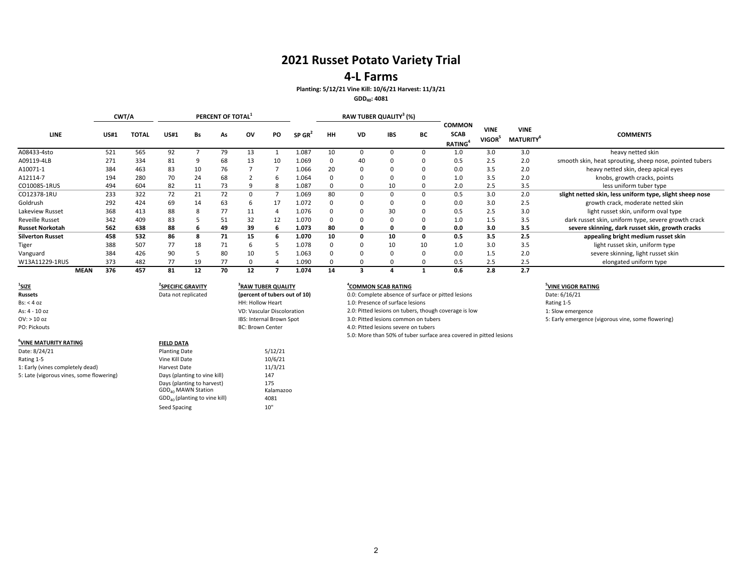# 2021 Russet Potato Variety Trial

## 4-L Farms

**Planting: 5/12/21 Vine Kill: 10/6/21 Harvest: 11/3/21**

**$GDD_{40}$: 4081**

| LINE | CWT/A | | PERCENT OF TOTAL[1] | | | | | | RAW TUBER QUALITY[3] (%) | | | | | | | |
|---|---|---|---|---|---|---|---|---|---|---|---|---|---|---|---|---|
| | US#1 | TOTAL | US#1 | Bs | As | OV | PO | SP GR[2] | HH | VD | IBS | BC | COMMON SCAB RATING[4] | VINE VIGOR[5] | VINE MATURITY[6] | COMMENTS |
| A08433-4sto | 521 | 565 | 92 | 7 | 79 | 13 | 1 | 1.087 | 10 | 0 | 0 | 0 | 1.0 | 3.0 | 3.0 | heavy netted skin |
| A09119-4LB | 271 | 334 | 81 | 9 | 68 | 13 | 10 | 1.069 | 0 | 40 | 0 | 0 | 0.5 | 2.5 | 2.0 | smooth skin, heat sprouting, sheep nose, pointed tubers |
| A10071-1 | 384 | 463 | 83 | 10 | 76 | 7 | 7 | 1.066 | 20 | 0 | 0 | 0 | 0.0 | 3.5 | 2.0 | heavy netted skin, deep apical eyes |
| A12114-7 | 194 | 280 | 70 | 24 | 68 | 2 | 6 | 1.064 | 0 | 0 | 0 | 0 | 1.0 | 3.5 | 2.0 | knobs, growth cracks, points |
| CO10085-1RUS | 494 | 604 | 82 | 11 | 73 | 9 | 8 | 1.087 | 0 | 0 | 10 | 0 | 2.0 | 2.5 | 3.5 | less uniform tuber type |
| CO12378-1RU | 233 | 322 | 72 | 21 | 72 | 0 | 7 | 1.069 | 80 | 0 | 0 | 0 | 0.5 | 3.0 | 2.0 | **slight netted skin, less uniform type, slight sheep nose** |
| Goldrush | 292 | 424 | 69 | 14 | 63 | 6 | 17 | 1.072 | 0 | 0 | 0 | 0 | 0.0 | 3.0 | 2.5 | growth crack, moderate netted skin |
| Lakeview Russet | 368 | 413 | 88 | 8 | 77 | 11 | 4 | 1.076 | 0 | 0 | 30 | 0 | 0.5 | 2.5 | 3.0 | light russet skin, uniform oval type |
| Reveille Russet | 342 | 409 | 83 | 5 | 51 | 32 | 12 | 1.070 | 0 | 0 | 0 | 0 | 1.0 | 1.5 | 3.5 | dark russet skin, uniform type, severe growth crack |
| **Russet Norkotah** | **562** | **638** | **88** | **6** | **49** | **39** | **6** | **1.073** | **80** | **0** | **0** | **0** | **0.0** | **3.0** | **3.5** | **severe skinning, dark russet skin, growth cracks** |
| **Silverton Russet** | **458** | **532** | **86** | **8** | **71** | **15** | **6** | **1.070** | **10** | **0** | **10** | **0** | **0.5** | **3.5** | **2.5** | **appealing bright medium russet skin** |
| Tiger | 388 | 507 | 77 | 18 | 71 | 6 | 5 | 1.078 | 0 | 0 | 10 | 10 | 1.0 | 3.0 | 3.5 | light russet skin, uniform type |
| Vanguard | 384 | 426 | 90 | 5 | 80 | 10 | 5 | 1.063 | 0 | 0 | 0 | 0 | 0.0 | 1.5 | 2.0 | severe skinning, light russet skin |
| W13A11229-1RUS | 373 | 482 | 77 | 19 | 77 | 0 | 4 | 1.090 | 0 | 0 | 0 | 0 | 0.5 | 2.5 | 2.5 | elongated uniform type |
| **MEAN** | **376** | **457** | **81** | **12** | **70** | **12** | **7** | **1.074** | **14** | **3** | **4** | **1** | **0.6** | **2.8** | **2.7** | |

**[1]SIZE**
Russets
Bs: < 4 oz
As: 4 - 10 oz
OV: > 10 oz
PO: Pickouts

**[2]SPECIFIC GRAVITY**
Data not replicated

**[3]RAW TUBER QUALITY**
**(percent of tubers out of 10)**
HH: Hollow Heart
VD: Vascular Discoloration
IBS: Internal Brown Spot
BC: Brown Center

**[4]COMMON SCAB RATING**
0.0: Complete absence of surface or pitted lesions
1.0: Presence of surface lesions
2.0: Pitted lesions on tubers, though coverage is low
3.0: Pitted lesions common on tubers
4.0: Pitted lesions severe on tubers
5.0: More than 50% of tuber surface area covered in pitted lesions

**[5]VINE VIGOR RATING**
Date: 6/16/21
Rating 1-5
1: Slow emergence
5: Early emergence (vigorous vine, some flowering)

**[6]VINE MATURITY RATING**
Date: 8/24/21
Rating 1-5
1: Early (vines completely dead)
5: Late (vigorous vines, some flowering)

**FIELD DATA**

| | |
|---|---|
| Planting Date | 5/12/21 |
| Vine Kill Date | 10/6/21 |
| Harvest Date | 11/3/21 |
| Days (planting to vine kill) | 147 |
| Days (planting to harvest) | 175 |
| $GDD_{40}$ MAWN Station | Kalamazoo |
| $GDD_{40}$ (planting to vine kill) | 4081 |
| Seed Spacing | 10" |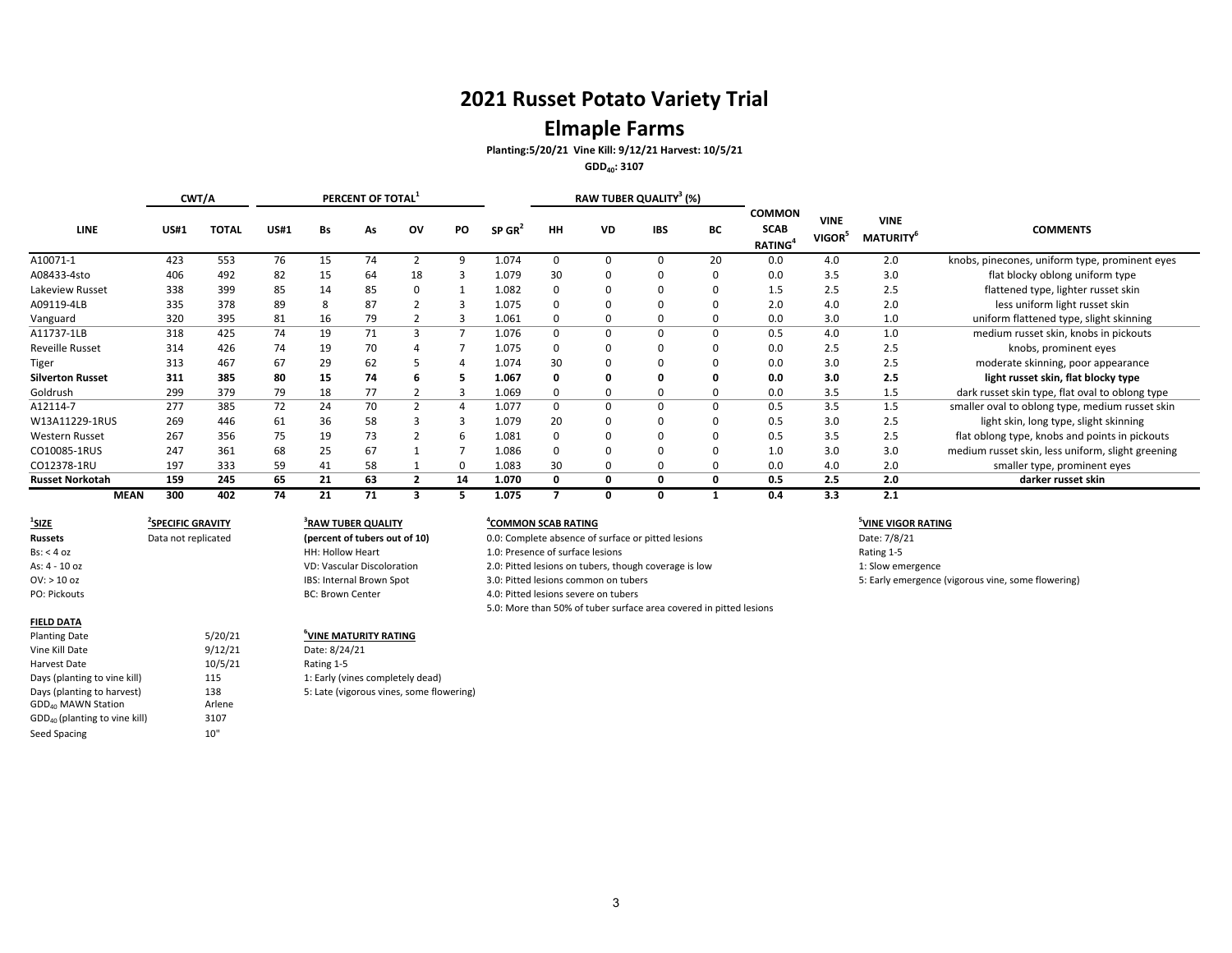# 2021 Russet Potato Variety Trial

## Elmaple Farms

**Planting:5/20/21 Vine Kill: 9/12/21 Harvest: 10/5/21**

**$GDD_{40}$: 3107**

| LINE | CWT/A | | PERCENT OF TOTAL[1] | | | | | SP GR[2] | RAW TUBER QUALITY[3] (%) | | | | COMMON SCAB RATING[4] | VINE VIGOR[5] | VINE MATURITY[6] | COMMENTS |
|---|---|---|---|---|---|---|---|---|---|---|---|---|---|---|---|---|
| | US#1 | TOTAL | US#1 | Bs | As | OV | PO | | HH | VD | IBS | BC | | | | |
| A10071-1 | 423 | 553 | 76 | 15 | 74 | 2 | 9 | 1.074 | 0 | 0 | 0 | 20 | 0.0 | 4.0 | 2.0 | knobs, pinecones, uniform type, prominent eyes |
| A08433-4sto | 406 | 492 | 82 | 15 | 64 | 18 | 3 | 1.079 | 30 | 0 | 0 | 0 | 0.0 | 3.5 | 3.0 | flat blocky oblong uniform type |
| Lakeview Russet | 338 | 399 | 85 | 14 | 85 | 0 | 1 | 1.082 | 0 | 0 | 0 | 0 | 1.5 | 2.5 | 2.5 | flattened type, lighter russet skin |
| A09119-4LB | 335 | 378 | 89 | 8 | 87 | 2 | 3 | 1.075 | 0 | 0 | 0 | 0 | 2.0 | 4.0 | 2.0 | less uniform light russet skin |
| Vanguard | 320 | 395 | 81 | 16 | 79 | 2 | 3 | 1.061 | 0 | 0 | 0 | 0 | 0.0 | 3.0 | 1.0 | uniform flattened type, slight skinning |
| A11737-1LB | 318 | 425 | 74 | 19 | 71 | 3 | 7 | 1.076 | 0 | 0 | 0 | 0 | 0.5 | 4.0 | 1.0 | medium russet skin, knobs in pickouts |
| Reveille Russet | 314 | 426 | 74 | 19 | 70 | 4 | 7 | 1.075 | 0 | 0 | 0 | 0 | 0.0 | 2.5 | 2.5 | knobs, prominent eyes |
| Tiger | 313 | 467 | 67 | 29 | 62 | 5 | 4 | 1.074 | 30 | 0 | 0 | 0 | 0.0 | 3.0 | 2.5 | moderate skinning, poor appearance |
| **Silverton Russet** | **311** | **385** | **80** | **15** | **74** | **6** | **5** | **1.067** | **0** | **0** | **0** | **0** | **0.0** | **3.0** | **2.5** | **light russet skin, flat blocky type** |
| Goldrush | 299 | 379 | 79 | 18 | 77 | 2 | 3 | 1.069 | 0 | 0 | 0 | 0 | 0.0 | 3.5 | 1.5 | dark russet skin type, flat oval to oblong type |
| A12114-7 | 277 | 385 | 72 | 24 | 70 | 2 | 4 | 1.077 | 0 | 0 | 0 | 0 | 0.5 | 3.5 | 1.5 | smaller oval to oblong type, medium russet skin |
| W13A11229-1RUS | 269 | 446 | 61 | 36 | 58 | 3 | 3 | 1.079 | 20 | 0 | 0 | 0 | 0.5 | 3.0 | 2.5 | light skin, long type, slight skinning |
| Western Russet | 267 | 356 | 75 | 19 | 73 | 2 | 6 | 1.081 | 0 | 0 | 0 | 0 | 0.5 | 3.5 | 2.5 | flat oblong type, knobs and points in pickouts |
| CO10085-1RUS | 247 | 361 | 68 | 25 | 67 | 1 | 7 | 1.086 | 0 | 0 | 0 | 0 | 1.0 | 3.0 | 3.0 | medium russet skin, less uniform, slight greening |
| CO12378-1RU | 197 | 333 | 59 | 41 | 58 | 1 | 0 | 1.083 | 30 | 0 | 0 | 0 | 0.0 | 4.0 | 2.0 | smaller type, prominent eyes |
| **Russet Norkotah** | **159** | **245** | **65** | **21** | **63** | **2** | **14** | **1.070** | **0** | **0** | **0** | **0** | **0.5** | **2.5** | **2.0** | **darker russet skin** |
| **MEAN** | **300** | **402** | **74** | **21** | **71** | **3** | **5** | **1.075** | **7** | **0** | **0** | **1** | **0.4** | **3.3** | **2.1** | |

**[1]SIZE**
**Russets**
Bs: < 4 oz
As: 4 - 10 oz
OV: > 10 oz
PO: Pickouts

**[2]SPECIFIC GRAVITY**
Data not replicated

**[3]RAW TUBER QUALITY**
**(percent of tubers out of 10)**
HH: Hollow Heart
VD: Vascular Discoloration
IBS: Internal Brown Spot
BC: Brown Center

**[4]COMMON SCAB RATING**
0.0: Complete absence of surface or pitted lesions
1.0: Presence of surface lesions
2.0: Pitted lesions on tubers, though coverage is low
3.0: Pitted lesions common on tubers
4.0: Pitted lesions severe on tubers
5.0: More than 50% of tuber surface area covered in pitted lesions

**[5]VINE VIGOR RATING**
Date: 7/8/21
Rating 1-5
1: Slow emergence
5: Early emergence (vigorous vine, some flowering)

**FIELD DATA**

| | |
|---|---|
| Planting Date | 5/20/21 |
| Vine Kill Date | 9/12/21 |
| Harvest Date | 10/5/21 |
| Days (planting to vine kill) | 115 |
| Days (planting to harvest) | 138 |
| $GDD_{40}$ MAWN Station | Arlene |
| $GDD_{40}$ (planting to vine kill) | 3107 |
| Seed Spacing | 10" |

**[6]VINE MATURITY RATING**
Date: 8/24/21
Rating 1-5
1: Early (vines completely dead)
5: Late (vigorous vines, some flowering)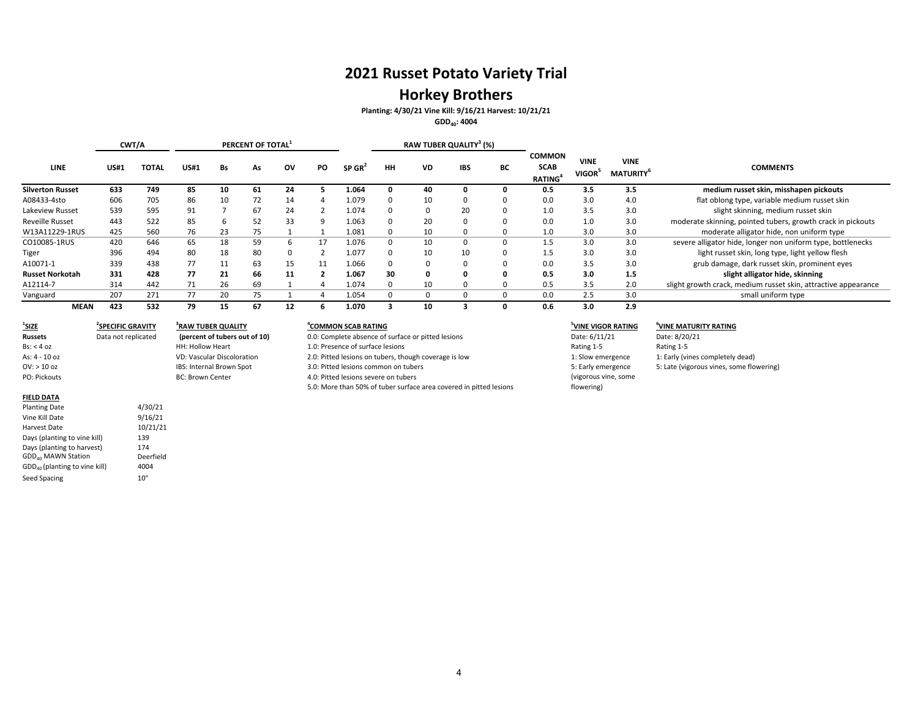# 2021 Russet Potato Variety Trial

## Horkey Brothers

**Planting: 4/30/21 Vine Kill: 9/16/21 Harvest: 10/21/21**

**$GDD_{40}$: 4004**

| LINE | CWT/A | | PERCENT OF TOTAL[1] | | | | | | RAW TUBER QUALITY[3] (%) | | | | | | | |
|---|---|---|---|---|---|---|---|---|---|---|---|---|---|---|---|---|
| | US#1 | TOTAL | US#1 | Bs | As | OV | PO | SP GR[2] | HH | VD | IBS | BC | COMMON SCAB RATING[4] | VINE VIGOR[5] | VINE MATURITY[6] | COMMENTS |
| **Silverton Russet** | **633** | **749** | **85** | **10** | **61** | **24** | **5** | **1.064** | **0** | **40** | **0** | **0** | **0.5** | **3.5** | **3.5** | **medium russet skin, misshapen pickouts** |
| A08433-4sto | 606 | 705 | 86 | 10 | 72 | 14 | 4 | 1.079 | 0 | 10 | 0 | 0 | 0.0 | 3.0 | 4.0 | flat oblong type, variable medium russet skin |
| Lakeview Russet | 539 | 595 | 91 | 7 | 67 | 24 | 2 | 1.074 | 0 | 0 | 20 | 0 | 1.0 | 3.5 | 3.0 | slight skinning, medium russet skin |
| Reveille Russet | 443 | 522 | 85 | 6 | 52 | 33 | 9 | 1.063 | 0 | 20 | 0 | 0 | 0.0 | 1.0 | 3.0 | moderate skinning, pointed tubers, growth crack in pickouts |
| W13A11229-1RUS | 425 | 560 | 76 | 23 | 75 | 1 | 1 | 1.081 | 0 | 10 | 0 | 0 | 1.0 | 3.0 | 3.0 | moderate alligator hide, non uniform type |
| CO10085-1RUS | 420 | 646 | 65 | 18 | 59 | 6 | 17 | 1.076 | 0 | 10 | 0 | 0 | 1.5 | 3.0 | 3.0 | severe alligator hide, longer non uniform type, bottlenecks |
| Tiger | 396 | 494 | 80 | 18 | 80 | 0 | 2 | 1.077 | 0 | 10 | 10 | 0 | 1.5 | 3.0 | 3.0 | light russet skin, long type, light yellow flesh |
| A10071-1 | 339 | 438 | 77 | 11 | 63 | 15 | 11 | 1.066 | 0 | 0 | 0 | 0 | 0.0 | 3.5 | 3.0 | grub damage, dark russet skin, prominent eyes |
| **Russet Norkotah** | **331** | **428** | **77** | **21** | **66** | **11** | **2** | **1.067** | **30** | **0** | **0** | **0** | **0.5** | **3.0** | **1.5** | **slight alligator hide, skinning** |
| A12114-7 | 314 | 442 | 71 | 26 | 69 | 1 | 4 | 1.074 | 0 | 10 | 0 | 0 | 0.5 | 3.5 | 2.0 | slight growth crack, medium russet skin, attractive appearance |
| Vanguard | 207 | 271 | 77 | 20 | 75 | 1 | 4 | 1.054 | 0 | 0 | 0 | 0 | 0.0 | 2.5 | 3.0 | small uniform type |
| **MEAN** | **423** | **532** | **79** | **15** | **67** | **12** | **6** | **1.070** | **3** | **10** | **3** | **0** | **0.6** | **3.0** | **2.9** | |

**[1]SIZE**
Russets
Bs: < 4 oz
As: 4 - 10 oz
OV: > 10 oz
PO: Pickouts

**[2]SPECIFIC GRAVITY**
Data not replicated

**[3]RAW TUBER QUALITY**
**(percent of tubers out of 10)**
HH: Hollow Heart
VD: Vascular Discoloration
IBS: Internal Brown Spot
BC: Brown Center

**[4]COMMON SCAB RATING**
0.0: Complete absence of surface or pitted lesions
1.0: Presence of surface lesions
2.0: Pitted lesions on tubers, though coverage is low
3.0: Pitted lesions common on tubers
4.0: Pitted lesions severe on tubers
5.0: More than 50% of tuber surface area covered in pitted lesions

**[5]VINE VIGOR RATING**
Date: 6/11/21
Rating 1-5
1: Slow emergence
5: Early emergence (vigorous vine, some flowering)

**[6]VINE MATURITY RATING**
Date: 8/20/21
Rating 1-5
1: Early (vines completely dead)
5: Late (vigorous vines, some flowering)

**FIELD DATA**

| | |
|---|---|
| Planting Date | 4/30/21 |
| Vine Kill Date | 9/16/21 |
| Harvest Date | 10/21/21 |
| Days (planting to vine kill) | 139 |
| Days (planting to harvest) | 174 |
| $GDD_{40}$ MAWN Station | Deerfield |
| $GDD_{40}$ (planting to vine kill) | 4004 |
| Seed Spacing | 10" |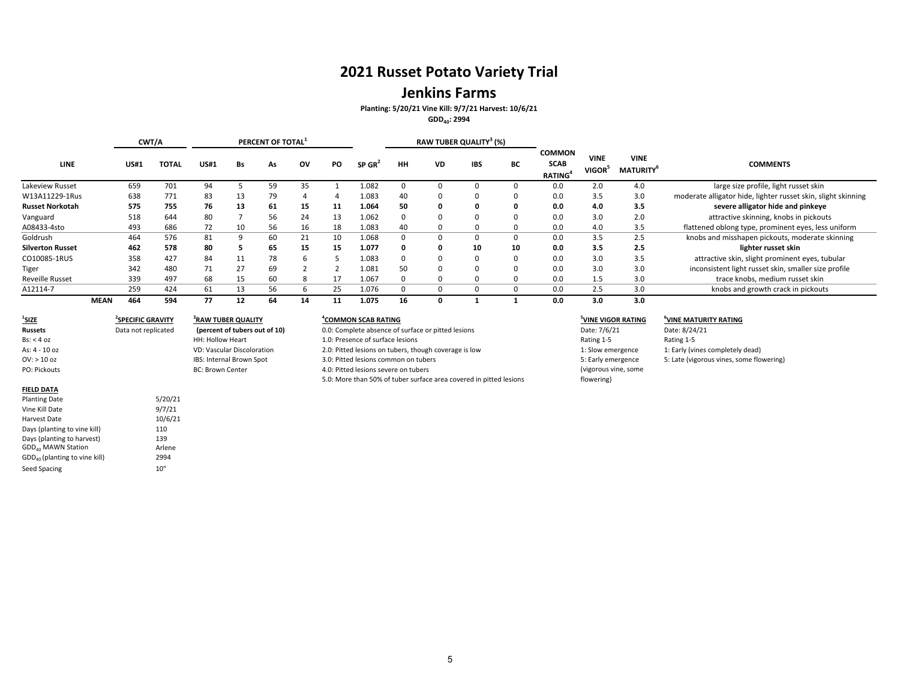# 2021 Russet Potato Variety Trial

## Jenkins Farms

**Planting: 5/20/21 Vine Kill: 9/7/21 Harvest: 10/6/21**

**$GDD_{40}$: 2994**

| LINE | CWT/A | | PERCENT OF TOTAL[1] | | | | | | RAW TUBER QUALITY[3] (%) | | | | | | | |
|---|---|---|---|---|---|---|---|---|---|---|---|---|---|---|---|---|
| | US#1 | TOTAL | US#1 | Bs | As | OV | PO | SP GR[2] | HH | VD | IBS | BC | COMMON SCAB RATING[4] | VINE VIGOR[5] | VINE MATURITY[6] | COMMENTS |
| Lakeview Russet | 659 | 701 | 94 | 5 | 59 | 35 | 1 | 1.082 | 0 | 0 | 0 | 0 | 0.0 | 2.0 | 4.0 | large size profile, light russet skin |
| W13A11229-1Rus | 638 | 771 | 83 | 13 | 79 | 4 | 4 | 1.083 | 40 | 0 | 0 | 0 | 0.0 | 3.5 | 3.0 | moderate alligator hide, lighter russet skin, slight skinning |
| **Russet Norkotah** | **575** | **755** | **76** | **13** | **61** | **15** | **11** | **1.064** | **50** | **0** | **0** | **0** | **0.0** | **4.0** | **3.5** | **severe alligator hide and pinkeye** |
| Vanguard | 518 | 644 | 80 | 7 | 56 | 24 | 13 | 1.062 | 0 | 0 | 0 | 0 | 0.0 | 3.0 | 2.0 | attractive skinning, knobs in pickouts |
| A08433-4sto | 493 | 686 | 72 | 10 | 56 | 16 | 18 | 1.083 | 40 | 0 | 0 | 0 | 0.0 | 4.0 | 3.5 | flattened oblong type, prominent eyes, less uniform |
| Goldrush | 464 | 576 | 81 | 9 | 60 | 21 | 10 | 1.068 | 0 | 0 | 0 | 0 | 0.0 | 3.5 | 2.5 | knobs and misshapen pickouts, moderate skinning |
| **Silverton Russet** | **462** | **578** | **80** | **5** | **65** | **15** | **15** | **1.077** | **0** | **0** | **10** | **10** | **0.0** | **3.5** | **2.5** | **lighter russet skin** |
| CO10085-1RUS | 358 | 427 | 84 | 11 | 78 | 6 | 5 | 1.083 | 0 | 0 | 0 | 0 | 0.0 | 3.0 | 3.5 | attractive skin, slight prominent eyes, tubular |
| Tiger | 342 | 480 | 71 | 27 | 69 | 2 | 2 | 1.081 | 50 | 0 | 0 | 0 | 0.0 | 3.0 | 3.0 | inconsistent light russet skin, smaller size profile |
| Reveille Russet | 339 | 497 | 68 | 15 | 60 | 8 | 17 | 1.067 | 0 | 0 | 0 | 0 | 0.0 | 1.5 | 3.0 | trace knobs, medium russet skin |
| A12114-7 | 259 | 424 | 61 | 13 | 56 | 6 | 25 | 1.076 | 0 | 0 | 0 | 0 | 0.0 | 2.5 | 3.0 | knobs and growth crack in pickouts |
| **MEAN** | **464** | **594** | **77** | **12** | **64** | **14** | **11** | **1.075** | **16** | **0** | **1** | **1** | **0.0** | **3.0** | **3.0** | |

**[1]SIZE**
Russets
Bs: < 4 oz
As: 4 - 10 oz
OV: > 10 oz
PO: Pickouts

**[2]SPECIFIC GRAVITY**
Data not replicated

**[3]RAW TUBER QUALITY**
**(percent of tubers out of 10)**
HH: Hollow Heart
VD: Vascular Discoloration
IBS: Internal Brown Spot
BC: Brown Center

**[4]COMMON SCAB RATING**
0.0: Complete absence of surface or pitted lesions
1.0: Presence of surface lesions
2.0: Pitted lesions on tubers, though coverage is low
3.0: Pitted lesions common on tubers
4.0: Pitted lesions severe on tubers
5.0: More than 50% of tuber surface area covered in pitted lesions

**[5]VINE VIGOR RATING**
Date: 7/6/21
Rating 1-5
1: Slow emergence
5: Early emergence (vigorous vine, some flowering)

**[6]VINE MATURITY RATING**
Date: 8/24/21
Rating 1-5
1: Early (vines completely dead)
5: Late (vigorous vines, some flowering)

**FIELD DATA**

| | |
|---|---|
| Planting Date | 5/20/21 |
| Vine Kill Date | 9/7/21 |
| Harvest Date | 10/6/21 |
| Days (planting to vine kill) | 110 |
| Days (planting to harvest) | 139 |
| $GDD_{40}$ MAWN Station | Arlene |
| $GDD_{40}$ (planting to vine kill) | 2994 |
| Seed Spacing | 10" |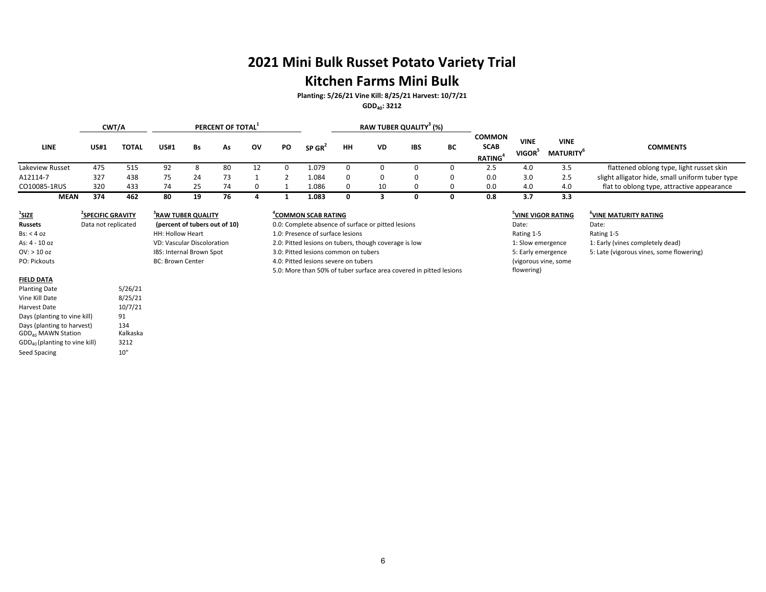# 2021 Mini Bulk Russet Potato Variety Trial

## Kitchen Farms Mini Bulk

**Planting: 5/26/21 Vine Kill: 8/25/21 Harvest: 10/7/21**

**$GDD_{40}$: 3212**

| LINE | CWT/A | | PERCENT OF TOTAL[1] | | | | | | RAW TUBER QUALITY[3] (%) | | | | | | | |
|---|---|---|---|---|---|---|---|---|---|---|---|---|---|---|---|---|
| | US#1 | TOTAL | US#1 | Bs | As | OV | PO | SP GR[2] | HH | VD | IBS | BC | COMMON SCAB RATING[4] | VINE VIGOR[5] | VINE MATURITY[6] | COMMENTS |
| Lakeview Russet | 475 | 515 | 92 | 8 | 80 | 12 | 0 | 1.079 | 0 | 0 | 0 | 0 | 2.5 | 4.0 | 3.5 | flattened oblong type, light russet skin |
| A12114-7 | 327 | 438 | 75 | 24 | 73 | 1 | 2 | 1.084 | 0 | 0 | 0 | 0 | 0.0 | 3.0 | 2.5 | slight alligator hide, small uniform tuber type |
| CO10085-1RUS | 320 | 433 | 74 | 25 | 74 | 0 | 1 | 1.086 | 0 | 10 | 0 | 0 | 0.0 | 4.0 | 4.0 | flat to oblong type, attractive appearance |
| **MEAN** | **374** | **462** | **80** | **19** | **76** | **4** | **1** | **1.083** | **0** | **3** | **0** | **0** | **0.8** | **3.7** | **3.3** | |

**[1]SIZE**
**Russets**
Bs: < 4 oz
As: 4 - 10 oz
OV: > 10 oz
PO: Pickouts

**[2]SPECIFIC GRAVITY**
Data not replicated

**[3]RAW TUBER QUALITY**
**(percent of tubers out of 10)**
HH: Hollow Heart
VD: Vascular Discoloration
IBS: Internal Brown Spot
BC: Brown Center

**[4]COMMON SCAB RATING**
0.0: Complete absence of surface or pitted lesions
1.0: Presence of surface lesions
2.0: Pitted lesions on tubers, though coverage is low
3.0: Pitted lesions common on tubers
4.0: Pitted lesions severe on tubers
5.0: More than 50% of tuber surface area covered in pitted lesions

**[5]VINE VIGOR RATING**
Date:
Rating 1-5
1: Slow emergence
5: Early emergence (vigorous vine, some flowering)

**[6]VINE MATURITY RATING**
Date:
Rating 1-5
1: Early (vines completely dead)
5: Late (vigorous vines, some flowering)

**FIELD DATA**

| | |
|---|---|
| Planting Date | 5/26/21 |
| Vine Kill Date | 8/25/21 |
| Harvest Date | 10/7/21 |
| Days (planting to vine kill) | 91 |
| Days (planting to harvest) | 134 |
| $GDD_{40}$ MAWN Station | Kalkaska |
| $GDD_{40}$ (planting to vine kill) | 3212 |
| Seed Spacing | 10" |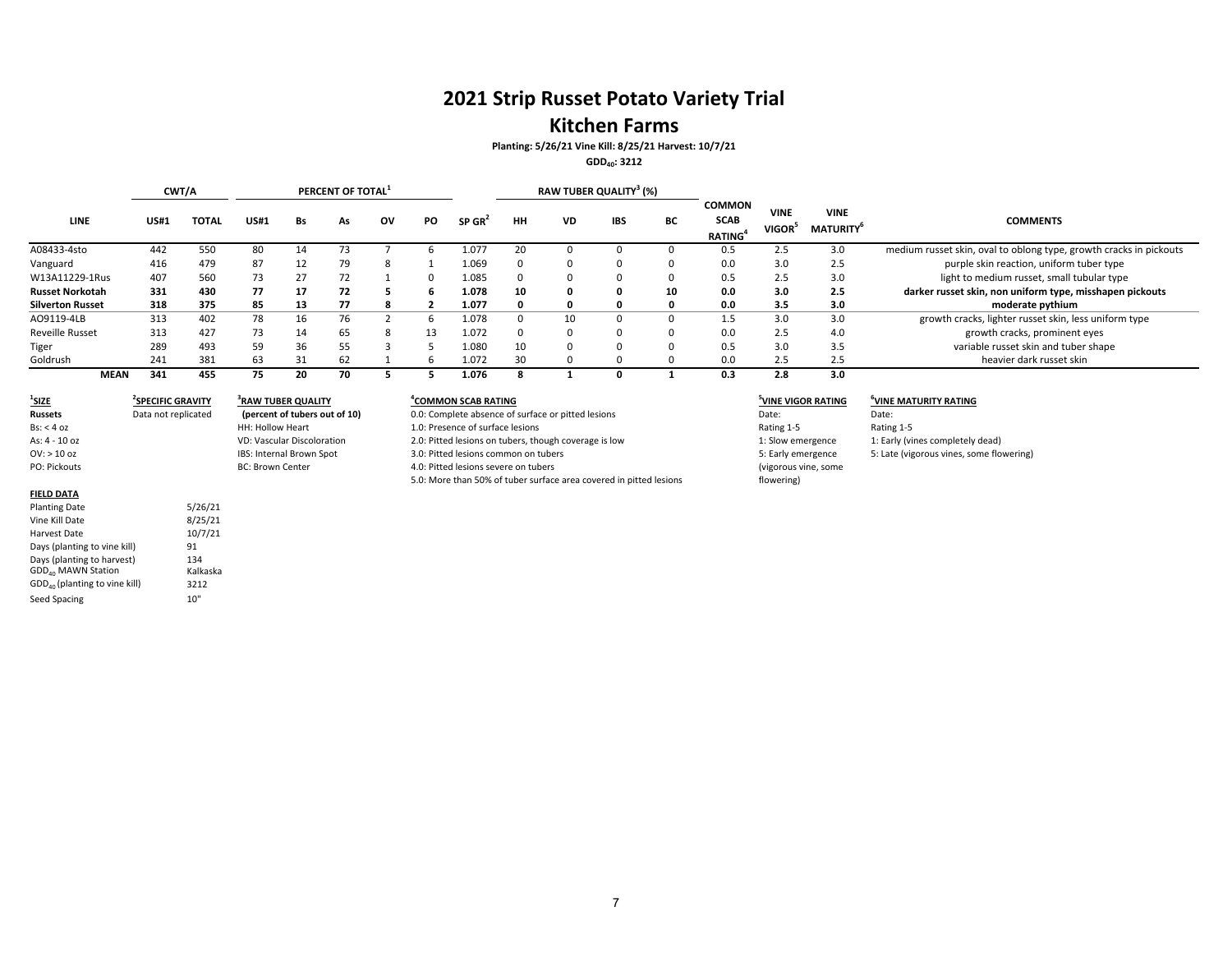# 2021 Strip Russet Potato Variety Trial

## Kitchen Farms

**Planting: 5/26/21 Vine Kill: 8/25/21 Harvest: 10/7/21**

**$GDD_{40}$: 3212**

| LINE | CWT/A | | PERCENT OF TOTAL[1] | | | | | | RAW TUBER QUALITY[3] (%) | | | | | | | |
|---|---|---|---|---|---|---|---|---|---|---|---|---|---|---|---|---|
| | US#1 | TOTAL | US#1 | Bs | As | OV | PO | SP GR[2] | HH | VD | IBS | BC | COMMON SCAB RATING[4] | VINE VIGOR[5] | VINE MATURITY[6] | COMMENTS |
| A08433-4sto | 442 | 550 | 80 | 14 | 73 | 7 | 6 | 1.077 | 20 | 0 | 0 | 0 | 0.5 | 2.5 | 3.0 | medium russet skin, oval to oblong type, growth cracks in pickouts |
| Vanguard | 416 | 479 | 87 | 12 | 79 | 8 | 1 | 1.069 | 0 | 0 | 0 | 0 | 0.0 | 3.0 | 2.5 | purple skin reaction, uniform tuber type |
| W13A11229-1Rus | 407 | 560 | 73 | 27 | 72 | 1 | 0 | 1.085 | 0 | 0 | 0 | 0 | 0.5 | 2.5 | 3.0 | light to medium russet, small tubular type |
| **Russet Norkotah** | **331** | **430** | **77** | **17** | **72** | **5** | **6** | **1.078** | **10** | **0** | **0** | **10** | **0.0** | **3.0** | **2.5** | **darker russet skin, non uniform type, misshapen pickouts** |
| **Silverton Russet** | **318** | **375** | **85** | **13** | **77** | **8** | **2** | **1.077** | **0** | **0** | **0** | **0** | **0.0** | **3.5** | **3.0** | **moderate pythium** |
| AO9119-4LB | 313 | 402 | 78 | 16 | 76 | 2 | 6 | 1.078 | 0 | 10 | 0 | 0 | 1.5 | 3.0 | 3.0 | growth cracks, lighter russet skin, less uniform type |
| Reveille Russet | 313 | 427 | 73 | 14 | 65 | 8 | 13 | 1.072 | 0 | 0 | 0 | 0 | 0.0 | 2.5 | 4.0 | growth cracks, prominent eyes |
| Tiger | 289 | 493 | 59 | 36 | 55 | 3 | 5 | 1.080 | 10 | 0 | 0 | 0 | 0.5 | 3.0 | 3.5 | variable russet skin and tuber shape |
| Goldrush | 241 | 381 | 63 | 31 | 62 | 1 | 6 | 1.072 | 30 | 0 | 0 | 0 | 0.0 | 2.5 | 2.5 | heavier dark russet skin |
| **MEAN** | **341** | **455** | **75** | **20** | **70** | **5** | **5** | **1.076** | **8** | **1** | **0** | **1** | **0.3** | **2.8** | **3.0** | |

**[1]SIZE**
**Russets**
Bs: < 4 oz
As: 4 - 10 oz
OV: > 10 oz
PO: Pickouts

**[2]SPECIFIC GRAVITY**
Data not replicated

**[3]RAW TUBER QUALITY**
**(percent of tubers out of 10)**
HH: Hollow Heart
VD: Vascular Discoloration
IBS: Internal Brown Spot
BC: Brown Center

**[4]COMMON SCAB RATING**
0.0: Complete absence of surface or pitted lesions
1.0: Presence of surface lesions
2.0: Pitted lesions on tubers, though coverage is low
3.0: Pitted lesions common on tubers
4.0: Pitted lesions severe on tubers
5.0: More than 50% of tuber surface area covered in pitted lesions

**[5]VINE VIGOR RATING**
Date:
Rating 1-5
1: Slow emergence
5: Early emergence (vigorous vine, some flowering)

**[6]VINE MATURITY RATING**
Date:
Rating 1-5
1: Early (vines completely dead)
5: Late (vigorous vines, some flowering)

**FIELD DATA**

| | |
|---|---|
| Planting Date | 5/26/21 |
| Vine Kill Date | 8/25/21 |
| Harvest Date | 10/7/21 |
| Days (planting to vine kill) | 91 |
| Days (planting to harvest) | 134 |
| $GDD_{40}$ MAWN Station | Kalkaska |
| $GDD_{40}$ (planting to vine kill) | 3212 |
| Seed Spacing | 10" |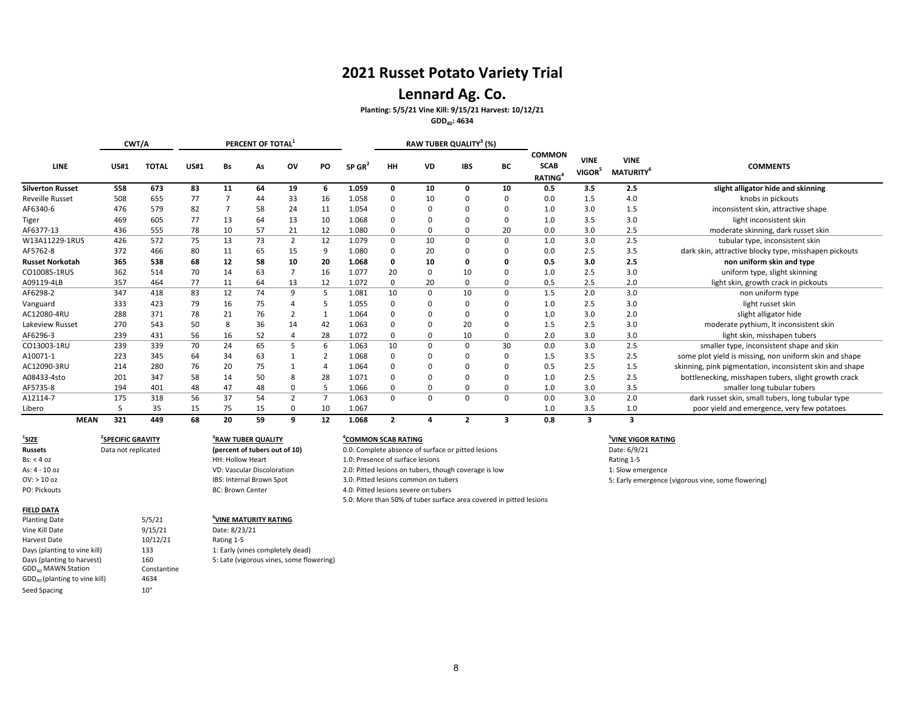# 2021 Russet Potato Variety Trial

## Lennard Ag. Co.

**Planting: 5/5/21 Vine Kill: 9/15/21 Harvest: 10/12/21**

**$GDD_{40}$: 4634**

| | CWT/A | | PERCENT OF TOTAL[1] | | | | | | RAW TUBER QUALITY[3] (%) | | | | | | | |
|---|---|---|---|---|---|---|---|---|---|---|---|---|---|---|---|---|
| LINE | US#1 | TOTAL | US#1 | Bs | As | OV | PO | SP GR[2] | HH | VD | IBS | BC | COMMON SCAB RATING[4] | VINE VIGOR[5] | VINE MATURITY[6] | COMMENTS |
| **Silverton Russet** | **558** | **673** | **83** | **11** | **64** | **19** | **6** | **1.059** | **0** | **10** | **0** | **10** | **0.5** | **3.5** | **2.5** | **slight alligator hide and skinning** |
| Reveille Russet | 508 | 655 | 77 | 7 | 44 | 33 | 16 | 1.058 | 0 | 10 | 0 | 0 | 0.0 | 1.5 | 4.0 | knobs in pickouts |
| AF6340-6 | 476 | 579 | 82 | 7 | 58 | 24 | 11 | 1.054 | 0 | 0 | 0 | 0 | 1.0 | 3.0 | 1.5 | inconsistent skin, attractive shape |
| Tiger | 469 | 605 | 77 | 13 | 64 | 13 | 10 | 1.068 | 0 | 0 | 0 | 0 | 1.0 | 3.5 | 3.0 | light inconsistent skin |
| AF6377-13 | 436 | 555 | 78 | 10 | 57 | 21 | 12 | 1.080 | 0 | 0 | 0 | 20 | 0.0 | 3.0 | 2.5 | moderate skinning, dark russet skin |
| W13A11229-1RUS | 426 | 572 | 75 | 13 | 73 | 2 | 12 | 1.079 | 0 | 10 | 0 | 0 | 1.0 | 3.0 | 2.5 | tubular type, inconsistent skin |
| AF5762-8 | 372 | 466 | 80 | 11 | 65 | 15 | 9 | 1.080 | 0 | 20 | 0 | 0 | 0.0 | 2.5 | 3.5 | dark skin, attractive blocky type, misshapen pickouts |
| **Russet Norkotah** | **365** | **538** | **68** | **12** | **58** | **10** | **20** | **1.068** | **0** | **10** | **0** | **0** | **0.5** | **3.0** | **2.5** | **non uniform skin and type** |
| CO10085-1RUS | 362 | 514 | 70 | 14 | 63 | 7 | 16 | 1.077 | 20 | 0 | 10 | 0 | 1.0 | 2.5 | 3.0 | uniform type, slight skinning |
| A09119-4LB | 357 | 464 | 77 | 11 | 64 | 13 | 12 | 1.072 | 0 | 20 | 0 | 0 | 0.5 | 2.5 | 2.0 | light skin, growth crack in pickouts |
| AF6298-2 | 347 | 418 | 83 | 12 | 74 | 9 | 5 | 1.081 | 10 | 0 | 10 | 0 | 1.5 | 2.0 | 3.0 | non uniform type |
| Vanguard | 333 | 423 | 79 | 16 | 75 | 4 | 5 | 1.055 | 0 | 0 | 0 | 0 | 1.0 | 2.5 | 3.0 | light russet skin |
| AC12080-4RU | 288 | 371 | 78 | 21 | 76 | 2 | 1 | 1.064 | 0 | 0 | 0 | 0 | 1.0 | 3.0 | 2.0 | slight alligator hide |
| Lakeview Russet | 270 | 543 | 50 | 8 | 36 | 14 | 42 | 1.063 | 0 | 0 | 20 | 0 | 1.5 | 2.5 | 3.0 | moderate pythium, lt inconsistent skin |
| AF6296-3 | 239 | 431 | 56 | 16 | 52 | 4 | 28 | 1.072 | 0 | 0 | 10 | 0 | 2.0 | 3.0 | 3.0 | light skin, misshapen tubers |
| CO13003-1RU | 239 | 339 | 70 | 24 | 65 | 5 | 6 | 1.063 | 10 | 0 | 0 | 30 | 0.0 | 3.0 | 2.5 | smaller type, inconsistent shape and skin |
| A10071-1 | 223 | 345 | 64 | 34 | 63 | 1 | 2 | 1.068 | 0 | 0 | 0 | 0 | 1.5 | 3.5 | 2.5 | some plot yield is missing, non uniform skin and shape |
| AC12090-3RU | 214 | 280 | 76 | 20 | 75 | 1 | 4 | 1.064 | 0 | 0 | 0 | 0 | 0.5 | 2.5 | 1.5 | skinning, pink pigmentation, inconsistent skin and shape |
| A08433-4sto | 201 | 347 | 58 | 14 | 50 | 8 | 28 | 1.071 | 0 | 0 | 0 | 0 | 1.0 | 2.5 | 2.5 | bottlenecking, misshapen tubers, slight growth crack |
| AF5735-8 | 194 | 401 | 48 | 47 | 48 | 0 | 5 | 1.066 | 0 | 0 | 0 | 0 | 1.0 | 3.0 | 3.5 | smaller long tubular tubers |
| A12114-7 | 175 | 318 | 56 | 37 | 54 | 2 | 7 | 1.063 | 0 | 0 | 0 | 0 | 0.0 | 3.0 | 2.0 | dark russet skin, small tubers, long tubular type |
| Libero | 5 | 35 | 15 | 75 | 15 | 0 | 10 | 1.067 | | | | | 1.0 | 3.5 | 1.0 | poor yield and emergence, very few potatoes |
| **MEAN** | **321** | **449** | **68** | **20** | **59** | **9** | **12** | **1.068** | **2** | **4** | **2** | **3** | **0.8** | **3** | **3** | |

**[1]SIZE**
Russets
Bs: < 4 oz
As: 4 - 10 oz
OV: > 10 oz
PO: Pickouts

**[2]SPECIFIC GRAVITY**
Data not replicated

**[3]RAW TUBER QUALITY**
**(percent of tubers out of 10)**
HH: Hollow Heart
VD: Vascular Discoloration
IBS: Internal Brown Spot
BC: Brown Center

**[4]COMMON SCAB RATING**
0.0: Complete absence of surface or pitted lesions
1.0: Presence of surface lesions
2.0: Pitted lesions on tubers, though coverage is low
3.0: Pitted lesions common on tubers
4.0: Pitted lesions severe on tubers
5.0: More than 50% of tuber surface area covered in pitted lesions

**[5]VINE VIGOR RATING**
Date: 6/9/21
Rating 1-5
1: Slow emergence
5: Early emergence (vigorous vine, some flowering)

**FIELD DATA**

| | |
|---|---|
| Planting Date | 5/5/21 |
| Vine Kill Date | 9/15/21 |
| Harvest Date | 10/12/21 |
| Days (planting to vine kill) | 133 |
| Days (planting to harvest) | 160 |
| $GDD_{40}$ MAWN Station | Constantine |
| $GDD_{40}$ (planting to vine kill) | 4634 |
| Seed Spacing | 10" |

**[6]VINE MATURITY RATING**
Date: 8/23/21
Rating 1-5
1: Early (vines completely dead)
5: Late (vigorous vines, some flowering)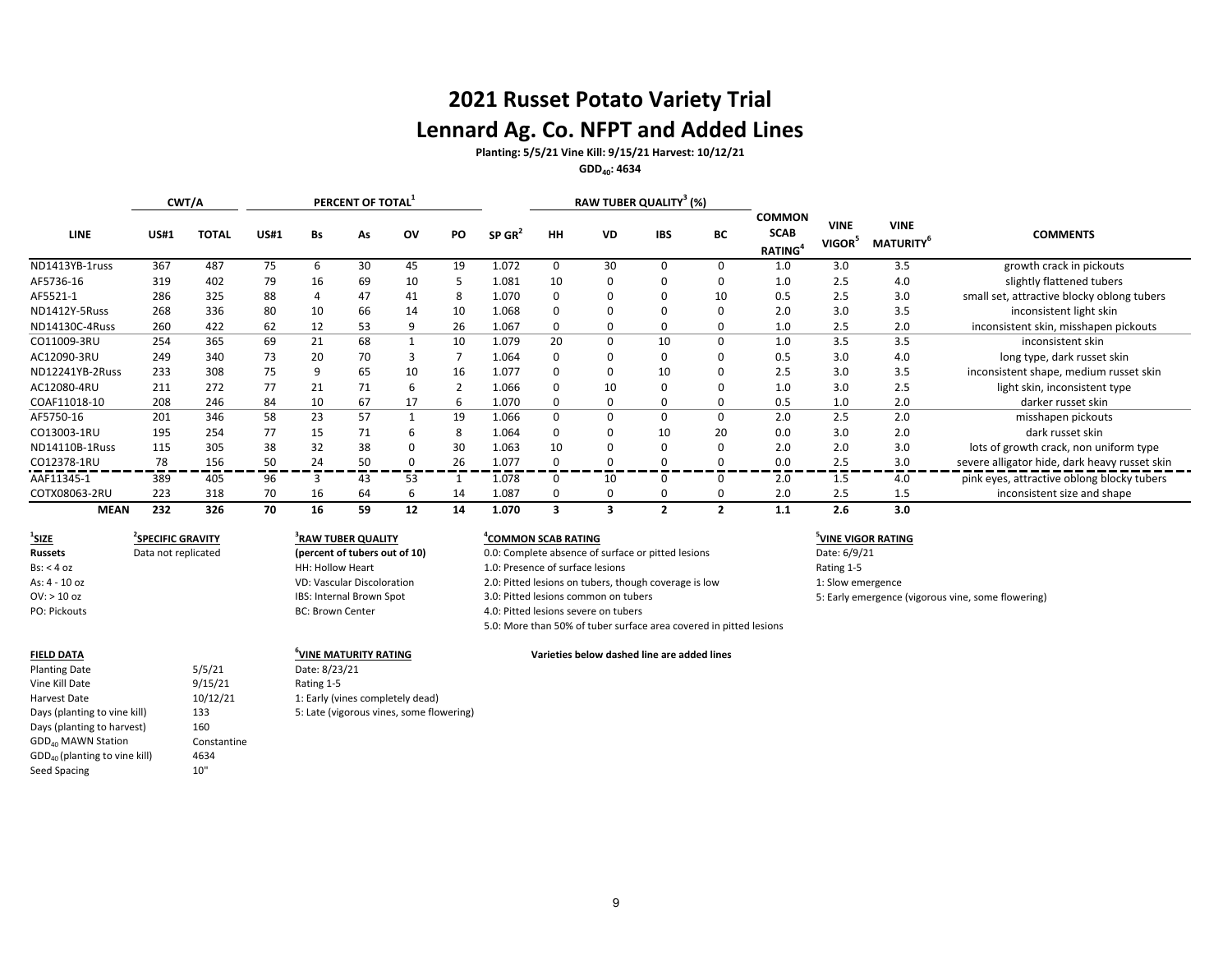# 2021 Russet Potato Variety Trial

# Lennard Ag. Co. NFPT and Added Lines

**Planting: 5/5/21 Vine Kill: 9/15/21 Harvest: 10/12/21**

**$GDD_{40}$: 4634**

| | CWT/A | | PERCENT OF TOTAL[1] | | | | | | RAW TUBER QUALITY[3] (%) | | | | | | | |
|---|---|---|---|---|---|---|---|---|---|---|---|---|---|---|---|---|
| LINE | US#1 | TOTAL | US#1 | Bs | As | OV | PO | SP GR[2] | HH | VD | IBS | BC | COMMON SCAB RATING[4] | VINE VIGOR[5] | VINE MATURITY[6] | COMMENTS |
| ND1413YB-1russ | 367 | 487 | 75 | 6 | 30 | 45 | 19 | 1.072 | 0 | 30 | 0 | 0 | 1.0 | 3.0 | 3.5 | growth crack in pickouts |
| AF5736-16 | 319 | 402 | 79 | 16 | 69 | 10 | 5 | 1.081 | 10 | 0 | 0 | 0 | 1.0 | 2.5 | 4.0 | slightly flattened tubers |
| AF5521-1 | 286 | 325 | 88 | 4 | 47 | 41 | 8 | 1.070 | 0 | 0 | 0 | 10 | 0.5 | 2.5 | 3.0 | small set, attractive blocky oblong tubers |
| ND1412Y-5Russ | 268 | 336 | 80 | 10 | 66 | 14 | 10 | 1.068 | 0 | 0 | 0 | 0 | 2.0 | 3.0 | 3.5 | inconsistent light skin |
| ND14130C-4Russ | 260 | 422 | 62 | 12 | 53 | 9 | 26 | 1.067 | 0 | 0 | 0 | 0 | 1.0 | 2.5 | 2.0 | inconsistent skin, misshapen pickouts |
| CO11009-3RU | 254 | 365 | 69 | 21 | 68 | 1 | 10 | 1.079 | 20 | 0 | 10 | 0 | 1.0 | 3.5 | 3.5 | inconsistent skin |
| AC12090-3RU | 249 | 340 | 73 | 20 | 70 | 3 | 7 | 1.064 | 0 | 0 | 0 | 0 | 0.5 | 3.0 | 4.0 | long type, dark russet skin |
| ND12241YB-2Russ | 233 | 308 | 75 | 9 | 65 | 10 | 16 | 1.077 | 0 | 0 | 10 | 0 | 2.5 | 3.0 | 3.5 | inconsistent shape, medium russet skin |
| AC12080-4RU | 211 | 272 | 77 | 21 | 71 | 6 | 2 | 1.066 | 0 | 10 | 0 | 0 | 1.0 | 3.0 | 2.5 | light skin, inconsistent type |
| COAF11018-10 | 208 | 246 | 84 | 10 | 67 | 17 | 6 | 1.070 | 0 | 0 | 0 | 0 | 0.5 | 1.0 | 2.0 | darker russet skin |
| AF5750-16 | 201 | 346 | 58 | 23 | 57 | 1 | 19 | 1.066 | 0 | 0 | 0 | 0 | 2.0 | 2.5 | 2.0 | misshapen pickouts |
| CO13003-1RU | 195 | 254 | 77 | 15 | 71 | 6 | 8 | 1.064 | 0 | 0 | 10 | 20 | 0.0 | 3.0 | 2.0 | dark russet skin |
| ND14110B-1Russ | 115 | 305 | 38 | 32 | 38 | 0 | 30 | 1.063 | 10 | 0 | 0 | 0 | 2.0 | 2.0 | 3.0 | lots of growth crack, non uniform type |
| CO12378-1RU | 78 | 156 | 50 | 24 | 50 | 0 | 26 | 1.077 | 0 | 0 | 0 | 0 | 0.0 | 2.5 | 3.0 | severe alligator hide, dark heavy russet skin |
| AAF11345-1 | 389 | 405 | 96 | 3 | 43 | 53 | 1 | 1.078 | 0 | 10 | 0 | 0 | 2.0 | 1.5 | 4.0 | pink eyes, attractive oblong blocky tubers |
| COTX08063-2RU | 223 | 318 | 70 | 16 | 64 | 6 | 14 | 1.087 | 0 | 0 | 0 | 0 | 2.0 | 2.5 | 1.5 | inconsistent size and shape |
| **MEAN** | **232** | **326** | **70** | **16** | **59** | **12** | **14** | **1.070** | **3** | **3** | **2** | **2** | **1.1** | **2.6** | **3.0** | |

**[1]SIZE**
**Russets**
Bs: < 4 oz
As: 4 - 10 oz
OV: > 10 oz
PO: Pickouts

**[2]SPECIFIC GRAVITY**
Data not replicated

**[3]RAW TUBER QUALITY**
**(percent of tubers out of 10)**
HH: Hollow Heart
VD: Vascular Discoloration
IBS: Internal Brown Spot
BC: Brown Center

**[4]COMMON SCAB RATING**
0.0: Complete absence of surface or pitted lesions
1.0: Presence of surface lesions
2.0: Pitted lesions on tubers, though coverage is low
3.0: Pitted lesions common on tubers
4.0: Pitted lesions severe on tubers
5.0: More than 50% of tuber surface area covered in pitted lesions

**[5]VINE VIGOR RATING**
Date: 6/9/21
Rating 1-5
1: Slow emergence
5: Early emergence (vigorous vine, some flowering)

**FIELD DATA**

| | |
|---|---|
| Planting Date | 5/5/21 |
| Vine Kill Date | 9/15/21 |
| Harvest Date | 10/12/21 |
| Days (planting to vine kill) | 133 |
| Days (planting to harvest) | 160 |
| $GDD_{40}$ MAWN Station | Constantine |
| $GDD_{40}$ (planting to vine kill) | 4634 |
| Seed Spacing | 10" |

**[6]VINE MATURITY RATING**
Date: 8/23/21
Rating 1-5
1: Early (vines completely dead)
5: Late (vigorous vines, some flowering)

**Varieties below dashed line are added lines**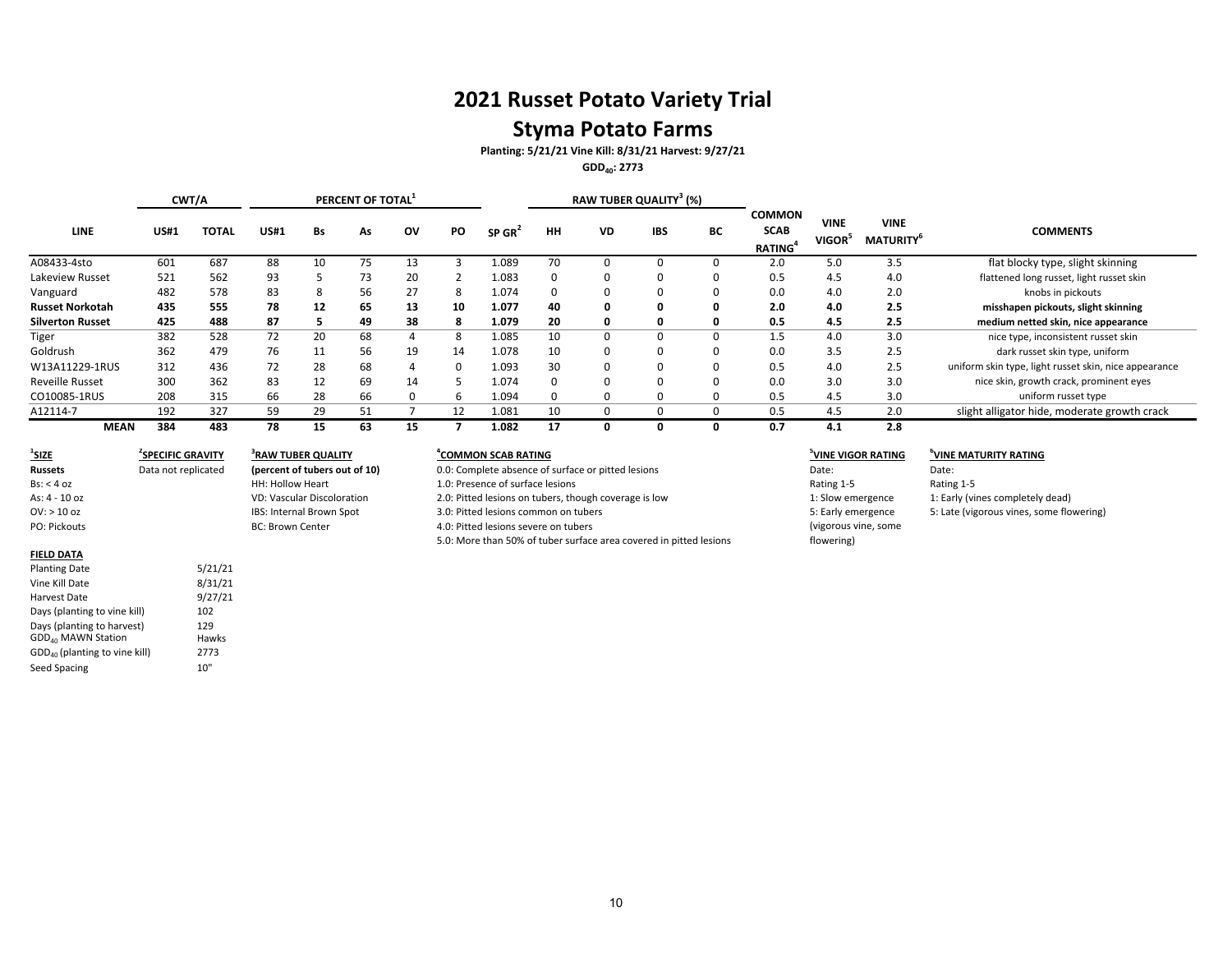# 2021 Russet Potato Variety Trial

## Styma Potato Farms

**Planting: 5/21/21 Vine Kill: 8/31/21 Harvest: 9/27/21**

**$GDD_{40}$: 2773**

| LINE | CWT/A | | PERCENT OF TOTAL[1] | | | | | | RAW TUBER QUALITY[3] (%) | | | | | | | |
|---|---|---|---|---|---|---|---|---|---|---|---|---|---|---|---|---|
| | US#1 | TOTAL | US#1 | Bs | As | OV | PO | SP GR[2] | HH | VD | IBS | BC | COMMON SCAB RATING[4] | VINE VIGOR[5] | VINE MATURITY[6] | COMMENTS |
| A08433-4sto | 601 | 687 | 88 | 10 | 75 | 13 | 3 | 1.089 | 70 | 0 | 0 | 0 | 2.0 | 5.0 | 3.5 | flat blocky type, slight skinning |
| Lakeview Russet | 521 | 562 | 93 | 5 | 73 | 20 | 2 | 1.083 | 0 | 0 | 0 | 0 | 0.5 | 4.5 | 4.0 | flattened long russet, light russet skin |
| Vanguard | 482 | 578 | 83 | 8 | 56 | 27 | 8 | 1.074 | 0 | 0 | 0 | 0 | 0.0 | 4.0 | 2.0 | knobs in pickouts |
| **Russet Norkotah** | **435** | **555** | **78** | **12** | **65** | **13** | **10** | **1.077** | **40** | **0** | **0** | **0** | **2.0** | **4.0** | **2.5** | **misshapen pickouts, slight skinning** |
| **Silverton Russet** | **425** | **488** | **87** | **5** | **49** | **38** | **8** | **1.079** | **20** | **0** | **0** | **0** | **0.5** | **4.5** | **2.5** | **medium netted skin, nice appearance** |
| Tiger | 382 | 528 | 72 | 20 | 68 | 4 | 8 | 1.085 | 10 | 0 | 0 | 0 | 1.5 | 4.0 | 3.0 | nice type, inconsistent russet skin |
| Goldrush | 362 | 479 | 76 | 11 | 56 | 19 | 14 | 1.078 | 10 | 0 | 0 | 0 | 0.0 | 3.5 | 2.5 | dark russet skin type, uniform |
| W13A11229-1RUS | 312 | 436 | 72 | 28 | 68 | 4 | 0 | 1.093 | 30 | 0 | 0 | 0 | 0.5 | 4.0 | 2.5 | uniform skin type, light russet skin, nice appearance |
| Reveille Russet | 300 | 362 | 83 | 12 | 69 | 14 | 5 | 1.074 | 0 | 0 | 0 | 0 | 0.0 | 3.0 | 3.0 | nice skin, growth crack, prominent eyes |
| CO10085-1RUS | 208 | 315 | 66 | 28 | 66 | 0 | 6 | 1.094 | 0 | 0 | 0 | 0 | 0.5 | 4.5 | 3.0 | uniform russet type |
| A12114-7 | 192 | 327 | 59 | 29 | 51 | 7 | 12 | 1.081 | 10 | 0 | 0 | 0 | 0.5 | 4.5 | 2.0 | slight alligator hide, moderate growth crack |
| **MEAN** | **384** | **483** | **78** | **15** | **63** | **15** | **7** | **1.082** | **17** | **0** | **0** | **0** | **0.7** | **4.1** | **2.8** | |

**[1]SIZE**
**Russets**
Bs: < 4 oz
As: 4 - 10 oz
OV: > 10 oz
PO: Pickouts

**[2]SPECIFIC GRAVITY**
Data not replicated

**[3]RAW TUBER QUALITY**
**(percent of tubers out of 10)**
HH: Hollow Heart
VD: Vascular Discoloration
IBS: Internal Brown Spot
BC: Brown Center

**[4]COMMON SCAB RATING**
0.0: Complete absence of surface or pitted lesions
1.0: Presence of surface lesions
2.0: Pitted lesions on tubers, though coverage is low
3.0: Pitted lesions common on tubers
4.0: Pitted lesions severe on tubers
5.0: More than 50% of tuber surface area covered in pitted lesions

**[5]VINE VIGOR RATING**
Date:
Rating 1-5
1: Slow emergence
5: Early emergence (vigorous vine, some flowering)

**[6]VINE MATURITY RATING**
Date:
Rating 1-5
1: Early (vines completely dead)
5: Late (vigorous vines, some flowering)

**FIELD DATA**

| | |
|---|---|
| Planting Date | 5/21/21 |
| Vine Kill Date | 8/31/21 |
| Harvest Date | 9/27/21 |
| Days (planting to vine kill) | 102 |
| Days (planting to harvest) | 129 |
| $GDD_{40}$ MAWN Station | Hawks |
| $GDD_{40}$ (planting to vine kill) | 2773 |
| Seed Spacing | 10" |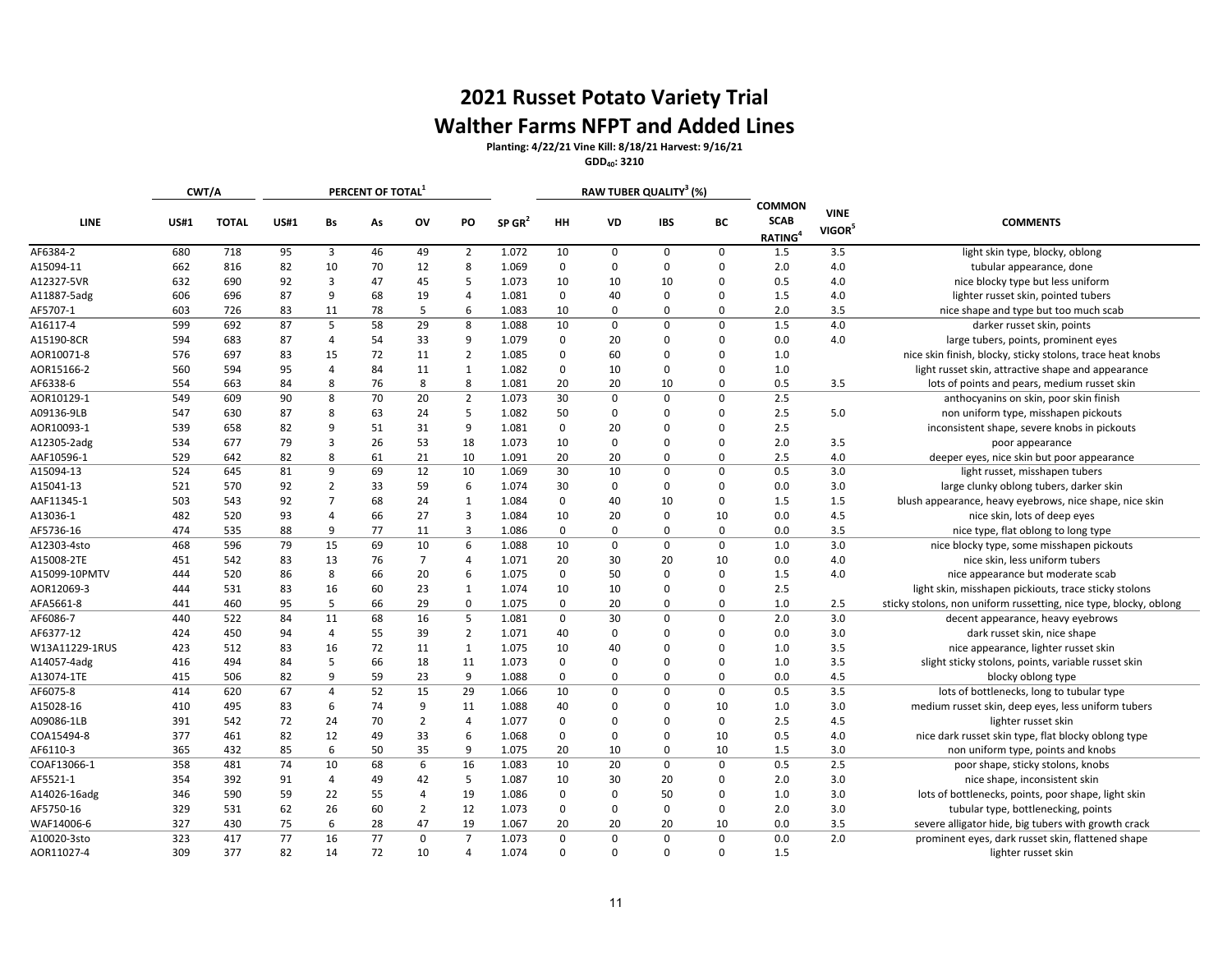# 2021 Russet Potato Variety Trial

## Walther Farms NFPT and Added Lines

**Planting: 4/22/21 Vine Kill: 8/18/21 Harvest: 9/16/21**

**$GDD_{40}$: 3210**

| LINE | CWT/A | | PERCENT OF TOTAL[1] | | | | | SP GR[2] | RAW TUBER QUALITY[3] (%) | | | | COMMON SCAB RATING[4] | VINE VIGOR[5] | COMMENTS |
|---|---|---|---|---|---|---|---|---|---|---|---|---|---|---|---|
| | US#1 | TOTAL | US#1 | Bs | As | OV | PO | | HH | VD | IBS | BC | | | |
| AF6384-2 | 680 | 718 | 95 | 3 | 46 | 49 | 2 | 1.072 | 10 | 0 | 0 | 0 | 1.5 | 3.5 | light skin type, blocky, oblong |
| A15094-11 | 662 | 816 | 82 | 10 | 70 | 12 | 8 | 1.069 | 0 | 0 | 0 | 0 | 2.0 | 4.0 | tubular appearance, done |
| A12327-5VR | 632 | 690 | 92 | 3 | 47 | 45 | 5 | 1.073 | 10 | 10 | 10 | 0 | 0.5 | 4.0 | nice blocky type but less uniform |
| A11887-5adg | 606 | 696 | 87 | 9 | 68 | 19 | 4 | 1.081 | 0 | 40 | 0 | 0 | 1.5 | 4.0 | lighter russet skin, pointed tubers |
| AF5707-1 | 603 | 726 | 83 | 11 | 78 | 5 | 6 | 1.083 | 10 | 0 | 0 | 0 | 2.0 | 3.5 | nice shape and type but too much scab |
| A16117-4 | 599 | 692 | 87 | 5 | 58 | 29 | 8 | 1.088 | 10 | 0 | 0 | 0 | 1.5 | 4.0 | darker russet skin, points |
| A15190-8CR | 594 | 683 | 87 | 4 | 54 | 33 | 9 | 1.079 | 0 | 20 | 0 | 0 | 0.0 | 4.0 | large tubers, points, prominent eyes |
| AOR10071-8 | 576 | 697 | 83 | 15 | 72 | 11 | 2 | 1.085 | 0 | 60 | 0 | 0 | 1.0 | | nice skin finish, blocky, sticky stolons, trace heat knobs |
| AOR15166-2 | 560 | 594 | 95 | 4 | 84 | 11 | 1 | 1.082 | 0 | 10 | 0 | 0 | 1.0 | | light russet skin, attractive shape and appearance |
| AF6338-6 | 554 | 663 | 84 | 8 | 76 | 8 | 8 | 1.081 | 20 | 20 | 10 | 0 | 0.5 | 3.5 | lots of points and pears, medium russet skin |
| AOR10129-1 | 549 | 609 | 90 | 8 | 70 | 20 | 2 | 1.073 | 30 | 0 | 0 | 0 | 2.5 | | anthocyanins on skin, poor skin finish |
| A09136-9LB | 547 | 630 | 87 | 8 | 63 | 24 | 5 | 1.082 | 50 | 0 | 0 | 0 | 2.5 | 5.0 | non uniform type, misshapen pickouts |
| AOR10093-1 | 539 | 658 | 82 | 9 | 51 | 31 | 9 | 1.081 | 0 | 20 | 0 | 0 | 2.5 | | inconsistent shape, severe knobs in pickouts |
| A12305-2adg | 534 | 677 | 79 | 3 | 26 | 53 | 18 | 1.073 | 10 | 0 | 0 | 0 | 2.0 | 3.5 | poor appearance |
| AAF10596-1 | 529 | 642 | 82 | 8 | 61 | 21 | 10 | 1.091 | 20 | 20 | 0 | 0 | 2.5 | 4.0 | deeper eyes, nice skin but poor appearance |
| A15094-13 | 524 | 645 | 81 | 9 | 69 | 12 | 10 | 1.069 | 30 | 10 | 0 | 0 | 0.5 | 3.0 | light russet, misshapen tubers |
| A15041-13 | 521 | 570 | 92 | 2 | 33 | 59 | 6 | 1.074 | 30 | 0 | 0 | 0 | 0.0 | 3.0 | large clunky oblong tubers, darker skin |
| AAF11345-1 | 503 | 543 | 92 | 7 | 68 | 24 | 1 | 1.084 | 0 | 40 | 10 | 0 | 1.5 | 1.5 | blush appearance, heavy eyebrows, nice shape, nice skin |
| A13036-1 | 482 | 520 | 93 | 4 | 66 | 27 | 3 | 1.084 | 10 | 20 | 0 | 10 | 0.0 | 4.5 | nice skin, lots of deep eyes |
| AF5736-16 | 474 | 535 | 88 | 9 | 77 | 11 | 3 | 1.086 | 0 | 0 | 0 | 0 | 0.0 | 3.5 | nice type, flat oblong to long type |
| A12303-4sto | 468 | 596 | 79 | 15 | 69 | 10 | 6 | 1.088 | 10 | 0 | 0 | 0 | 1.0 | 3.0 | nice blocky type, some misshapen pickouts |
| A15008-2TE | 451 | 542 | 83 | 13 | 76 | 7 | 4 | 1.071 | 20 | 30 | 20 | 10 | 0.0 | 4.0 | nice skin, less uniform tubers |
| A15099-10PMTV | 444 | 520 | 86 | 8 | 66 | 20 | 6 | 1.075 | 0 | 50 | 0 | 0 | 1.5 | 4.0 | nice appearance but moderate scab |
| AOR12069-3 | 444 | 531 | 83 | 16 | 60 | 23 | 1 | 1.074 | 10 | 10 | 0 | 0 | 2.5 | | light skin, misshapen pickiouts, trace sticky stolons |
| AFA5661-8 | 441 | 460 | 95 | 5 | 66 | 29 | 0 | 1.075 | 0 | 20 | 0 | 0 | 1.0 | 2.5 | sticky stolons, non uniform russetting, nice type, blocky, oblong |
| AF6086-7 | 440 | 522 | 84 | 11 | 68 | 16 | 5 | 1.081 | 0 | 30 | 0 | 0 | 2.0 | 3.0 | decent appearance, heavy eyebrows |
| AF6377-12 | 424 | 450 | 94 | 4 | 55 | 39 | 2 | 1.071 | 40 | 0 | 0 | 0 | 0.0 | 3.0 | dark russet skin, nice shape |
| W13A11229-1RUS | 423 | 512 | 83 | 16 | 72 | 11 | 1 | 1.075 | 10 | 40 | 0 | 0 | 1.0 | 3.5 | nice appearance, lighter russet skin |
| A14057-4adg | 416 | 494 | 84 | 5 | 66 | 18 | 11 | 1.073 | 0 | 0 | 0 | 0 | 1.0 | 3.5 | slight sticky stolons, points, variable russet skin |
| A13074-1TE | 415 | 506 | 82 | 9 | 59 | 23 | 9 | 1.088 | 0 | 0 | 0 | 0 | 0.0 | 4.5 | blocky oblong type |
| AF6075-8 | 414 | 620 | 67 | 4 | 52 | 15 | 29 | 1.066 | 10 | 0 | 0 | 0 | 0.5 | 3.5 | lots of bottlenecks, long to tubular type |
| A15028-16 | 410 | 495 | 83 | 6 | 74 | 9 | 11 | 1.088 | 40 | 0 | 0 | 10 | 1.0 | 3.0 | medium russet skin, deep eyes, less uniform tubers |
| A09086-1LB | 391 | 542 | 72 | 24 | 70 | 2 | 4 | 1.077 | 0 | 0 | 0 | 0 | 2.5 | 4.5 | lighter russet skin |
| COA15494-8 | 377 | 461 | 82 | 12 | 49 | 33 | 6 | 1.068 | 0 | 0 | 0 | 10 | 0.5 | 4.0 | nice dark russet skin type, flat blocky oblong type |
| AF6110-3 | 365 | 432 | 85 | 6 | 50 | 35 | 9 | 1.075 | 20 | 10 | 0 | 10 | 1.5 | 3.0 | non uniform type, points and knobs |
| COAF13066-1 | 358 | 481 | 74 | 10 | 68 | 6 | 16 | 1.083 | 10 | 20 | 0 | 0 | 0.5 | 2.5 | poor shape, sticky stolons, knobs |
| AF5521-1 | 354 | 392 | 91 | 4 | 49 | 42 | 5 | 1.087 | 10 | 30 | 20 | 0 | 2.0 | 3.0 | nice shape, inconsistent skin |
| A14026-16adg | 346 | 590 | 59 | 22 | 55 | 4 | 19 | 1.086 | 0 | 0 | 50 | 0 | 1.0 | 3.0 | lots of bottlenecks, points, poor shape, light skin |
| AF5750-16 | 329 | 531 | 62 | 26 | 60 | 2 | 12 | 1.073 | 0 | 0 | 0 | 0 | 2.0 | 3.0 | tubular type, bottlenecking, points |
| WAF14006-6 | 327 | 430 | 75 | 6 | 28 | 47 | 19 | 1.067 | 20 | 20 | 20 | 10 | 0.0 | 3.5 | severe alligator hide, big tubers with growth crack |
| A10020-3sto | 323 | 417 | 77 | 16 | 77 | 0 | 7 | 1.073 | 0 | 0 | 0 | 0 | 0.0 | 2.0 | prominent eyes, dark russet skin, flattened shape |
| AOR11027-4 | 309 | 377 | 82 | 14 | 72 | 10 | 4 | 1.074 | 0 | 0 | 0 | 0 | 1.5 | | lighter russet skin |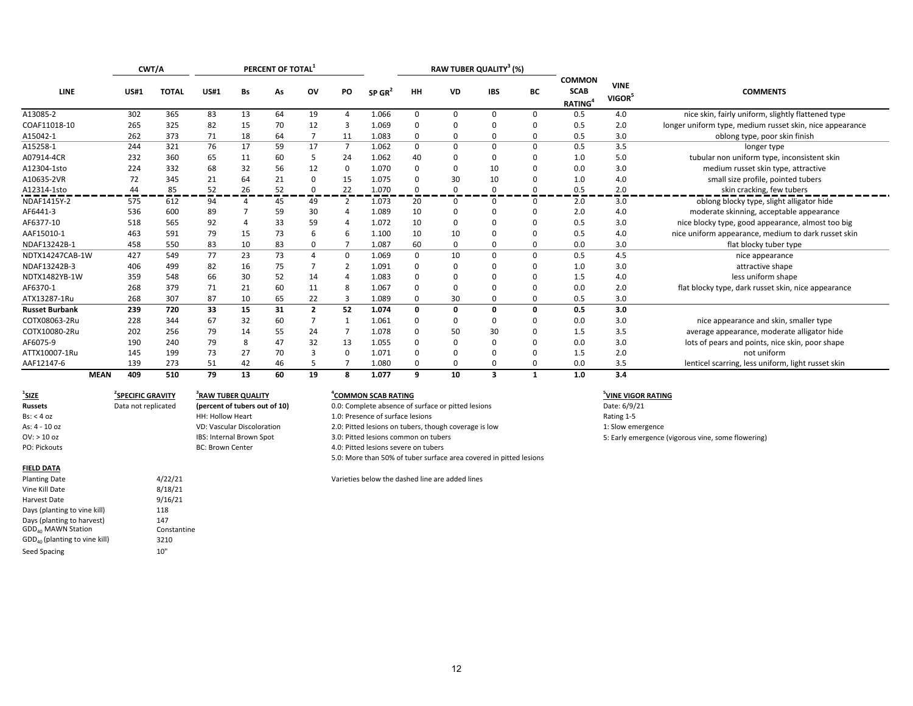| LINE | CWT/A | | PERCENT OF TOTAL[1] | | | | | | RAW TUBER QUALITY[3] (%) | | | | COMMON SCAB RATING[4] | VINE VIGOR[5] | COMMENTS |
|---|---|---|---|---|---|---|---|---|---|---|---|---|---|---|---|
| | US#1 | TOTAL | US#1 | Bs | As | OV | PO | SP GR[2] | HH | VD | IBS | BC | | | |
| A13085-2 | 302 | 365 | 83 | 13 | 64 | 19 | 4 | 1.066 | 0 | 0 | 0 | 0 | 0.5 | 4.0 | nice skin, fairly uniform, slightly flattened type |
| COAF11018-10 | 265 | 325 | 82 | 15 | 70 | 12 | 3 | 1.069 | 0 | 0 | 0 | 0 | 0.5 | 2.0 | longer uniform type, medium russet skin, nice appearance |
| A15042-1 | 262 | 373 | 71 | 18 | 64 | 7 | 11 | 1.083 | 0 | 0 | 0 | 0 | 0.5 | 3.0 | oblong type, poor skin finish |
| A15258-1 | 244 | 321 | 76 | 17 | 59 | 17 | 7 | 1.062 | 0 | 0 | 0 | 0 | 0.5 | 3.5 | longer type |
| A07914-4CR | 232 | 360 | 65 | 11 | 60 | 5 | 24 | 1.062 | 40 | 0 | 0 | 0 | 1.0 | 5.0 | tubular non uniform type, inconsistent skin |
| A12304-1sto | 224 | 332 | 68 | 32 | 56 | 12 | 0 | 1.070 | 0 | 0 | 10 | 0 | 0.0 | 3.0 | medium russet skin type, attractive |
| A10635-2VR | 72 | 345 | 21 | 64 | 21 | 0 | 15 | 1.075 | 0 | 30 | 10 | 0 | 1.0 | 4.0 | small size profile, pointed tubers |
| A12314-1sto | 44 | 85 | 52 | 26 | 52 | 0 | 22 | 1.070 | 0 | 0 | 0 | 0 | 0.5 | 2.0 | skin cracking, few tubers |
| NDAF1415Y-2 | 575 | 612 | 94 | 4 | 45 | 49 | 2 | 1.073 | 20 | 0 | 0 | 0 | 2.0 | 3.0 | oblong blocky type, slight alligator hide |
| AF6441-3 | 536 | 600 | 89 | 7 | 59 | 30 | 4 | 1.089 | 10 | 0 | 0 | 0 | 2.0 | 4.0 | moderate skinning, acceptable appearance |
| AF6377-10 | 518 | 565 | 92 | 4 | 33 | 59 | 4 | 1.072 | 10 | 0 | 0 | 0 | 0.5 | 3.0 | nice blocky type, good appearance, almost too big |
| AAF15010-1 | 463 | 591 | 79 | 15 | 73 | 6 | 6 | 1.100 | 10 | 10 | 0 | 0 | 0.5 | 4.0 | nice uniform appearance, medium to dark russet skin |
| NDAF13242B-1 | 458 | 550 | 83 | 10 | 83 | 0 | 7 | 1.087 | 60 | 0 | 0 | 0 | 0.0 | 3.0 | flat blocky tuber type |
| NDTX14247CAB-1W | 427 | 549 | 77 | 23 | 73 | 4 | 0 | 1.069 | 0 | 10 | 0 | 0 | 0.5 | 4.5 | nice appearance |
| NDAF13242B-3 | 406 | 499 | 82 | 16 | 75 | 7 | 2 | 1.091 | 0 | 0 | 0 | 0 | 1.0 | 3.0 | attractive shape |
| NDTX1482YB-1W | 359 | 548 | 66 | 30 | 52 | 14 | 4 | 1.083 | 0 | 0 | 0 | 0 | 1.5 | 4.0 | less uniform shape |
| AF6370-1 | 268 | 379 | 71 | 21 | 60 | 11 | 8 | 1.067 | 0 | 0 | 0 | 0 | 0.0 | 2.0 | flat blocky type, dark russet skin, nice appearance |
| ATX13287-1Ru | 268 | 307 | 87 | 10 | 65 | 22 | 3 | 1.089 | 0 | 30 | 0 | 0 | 0.5 | 3.0 | |
| **Russet Burbank** | **239** | **720** | **33** | **15** | **31** | **2** | **52** | **1.074** | **0** | **0** | **0** | **0** | **0.5** | **3.0** | |
| COTX08063-2Ru | 228 | 344 | 67 | 32 | 60 | 7 | 1 | 1.061 | 0 | 0 | 0 | 0 | 0.0 | 3.0 | nice appearance and skin, smaller type |
| COTX10080-2Ru | 202 | 256 | 79 | 14 | 55 | 24 | 7 | 1.078 | 0 | 50 | 30 | 0 | 1.5 | 3.5 | average appearance, moderate alligator hide |
| AF6075-9 | 190 | 240 | 79 | 8 | 47 | 32 | 13 | 1.055 | 0 | 0 | 0 | 0 | 0.0 | 3.0 | lots of pears and points, nice skin, poor shape |
| ATTX10007-1Ru | 145 | 199 | 73 | 27 | 70 | 3 | 0 | 1.071 | 0 | 0 | 0 | 0 | 1.5 | 2.0 | not uniform |
| AAF12147-6 | 139 | 273 | 51 | 42 | 46 | 5 | 7 | 1.080 | 0 | 0 | 0 | 0 | 0.0 | 3.5 | lenticel scarring, less uniform, light russet skin |
| **MEAN** | **409** | **510** | **79** | **13** | **60** | **19** | **8** | **1.077** | **9** | **10** | **3** | **1** | **1.0** | **3.4** | |

[1]**SIZE**
**Russets**
Bs: < 4 oz
As: 4 - 10 oz
OV: > 10 oz
PO: Pickouts

[2]**SPECIFIC GRAVITY**
Data not replicated

[3]**RAW TUBER QUALITY**
**(percent of tubers out of 10)**
HH: Hollow Heart
VD: Vascular Discoloration
IBS: Internal Brown Spot
BC: Brown Center

[4]**COMMON SCAB RATING**
0.0: Complete absence of surface or pitted lesions
1.0: Presence of surface lesions
2.0: Pitted lesions on tubers, though coverage is low
3.0: Pitted lesions common on tubers
4.0: Pitted lesions severe on tubers
5.0: More than 50% of tuber surface area covered in pitted lesions

[5]**VINE VIGOR RATING**
Date: 6/9/21
Rating 1-5
1: Slow emergence
5: Early emergence (vigorous vine, some flowering)

Varieties below the dashed line are added lines

**FIELD DATA**

| | |
|---|---|
| Planting Date | 4/22/21 |
| Vine Kill Date | 8/18/21 |
| Harvest Date | 9/16/21 |
| Days (planting to vine kill) | 118 |
| Days (planting to harvest) | 147 |
| $GDD_{40}$ MAWN Station | Constantine |
| $GDD_{40}$ (planting to vine kill) | 3210 |
| Seed Spacing | 10" |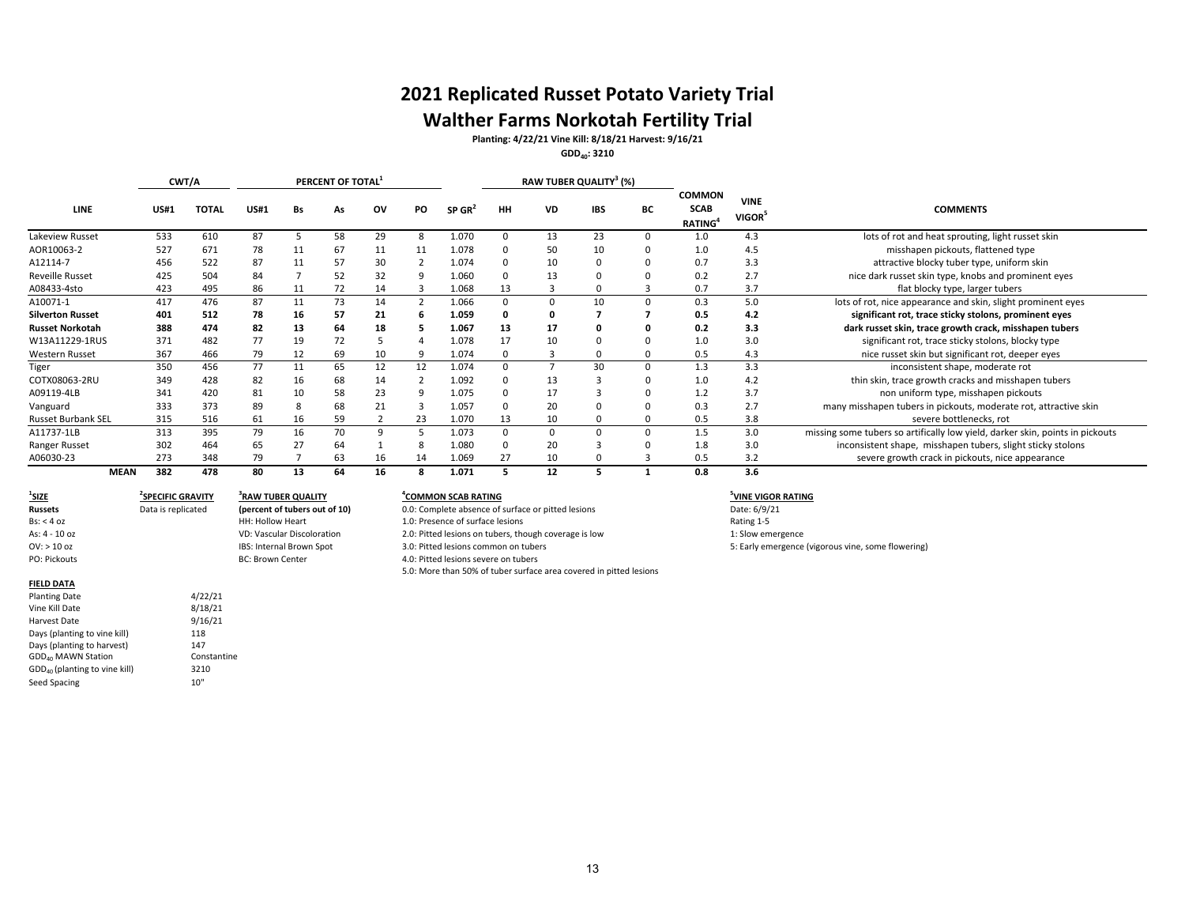# 2021 Replicated Russet Potato Variety Trial

## Walther Farms Norkotah Fertility Trial

**Planting: 4/22/21 Vine Kill: 8/18/21 Harvest: 9/16/21**

**$GDD_{40}$: 3210**

| LINE | CWT/A | | PERCENT OF TOTAL[1] | | | | | | RAW TUBER QUALITY[3] (%) | | | | | | |
|---|---|---|---|---|---|---|---|---|---|---|---|---|---|---|---|
| | US#1 | TOTAL | US#1 | Bs | As | OV | PO | SP GR[2] | HH | VD | IBS | BC | COMMON SCAB RATING[4] | VINE VIGOR[5] | COMMENTS |
| Lakeview Russet | 533 | 610 | 87 | 5 | 58 | 29 | 8 | 1.070 | 0 | 13 | 23 | 0 | 1.0 | 4.3 | lots of rot and heat sprouting, light russet skin |
| AOR10063-2 | 527 | 671 | 78 | 11 | 67 | 11 | 11 | 1.078 | 0 | 50 | 10 | 0 | 1.0 | 4.5 | misshapen pickouts, flattened type |
| A12114-7 | 456 | 522 | 87 | 11 | 57 | 30 | 2 | 1.074 | 0 | 10 | 0 | 0 | 0.7 | 3.3 | attractive blocky tuber type, uniform skin |
| Reveille Russet | 425 | 504 | 84 | 7 | 52 | 32 | 9 | 1.060 | 0 | 13 | 0 | 0 | 0.2 | 2.7 | nice dark russet skin type, knobs and prominent eyes |
| A08433-4sto | 423 | 495 | 86 | 11 | 72 | 14 | 3 | 1.068 | 13 | 3 | 0 | 3 | 0.7 | 3.7 | flat blocky type, larger tubers |
| A10071-1 | 417 | 476 | 87 | 11 | 73 | 14 | 2 | 1.066 | 0 | 0 | 10 | 0 | 0.3 | 5.0 | lots of rot, nice appearance and skin, slight prominent eyes |
| **Silverton Russet** | **401** | **512** | **78** | **16** | **57** | **21** | **6** | **1.059** | **0** | **0** | **7** | **7** | **0.5** | **4.2** | **significant rot, trace sticky stolons, prominent eyes** |
| **Russet Norkotah** | **388** | **474** | **82** | **13** | **64** | **18** | **5** | **1.067** | **13** | **17** | **0** | **0** | **0.2** | **3.3** | **dark russet skin, trace growth crack, misshapen tubers** |
| W13A11229-1RUS | 371 | 482 | 77 | 19 | 72 | 5 | 4 | 1.078 | 17 | 10 | 0 | 0 | 1.0 | 3.0 | significant rot, trace sticky stolons, blocky type |
| Western Russet | 367 | 466 | 79 | 12 | 69 | 10 | 9 | 1.074 | 0 | 3 | 0 | 0 | 0.5 | 4.3 | nice russet skin but significant rot, deeper eyes |
| Tiger | 350 | 456 | 77 | 11 | 65 | 12 | 12 | 1.074 | 0 | 7 | 30 | 0 | 1.3 | 3.3 | inconsistent shape, moderate rot |
| COTX08063-2RU | 349 | 428 | 82 | 16 | 68 | 14 | 2 | 1.092 | 0 | 13 | 3 | 0 | 1.0 | 4.2 | thin skin, trace growth cracks and misshapen tubers |
| A09119-4LB | 341 | 420 | 81 | 10 | 58 | 23 | 9 | 1.075 | 0 | 17 | 3 | 0 | 1.2 | 3.7 | non uniform type, misshapen pickouts |
| Vanguard | 333 | 373 | 89 | 8 | 68 | 21 | 3 | 1.057 | 0 | 20 | 0 | 0 | 0.3 | 2.7 | many misshapen tubers in pickouts, moderate rot, attractive skin |
| Russet Burbank SEL | 315 | 516 | 61 | 16 | 59 | 2 | 23 | 1.070 | 13 | 10 | 0 | 0 | 0.5 | 3.8 | severe bottlenecks, rot |
| A11737-1LB | 313 | 395 | 79 | 16 | 70 | 9 | 5 | 1.073 | 0 | 0 | 0 | 0 | 1.5 | 3.0 | missing some tubers so artifically low yield, darker skin, points in pickouts |
| Ranger Russet | 302 | 464 | 65 | 27 | 64 | 1 | 8 | 1.080 | 0 | 20 | 3 | 0 | 1.8 | 3.0 | inconsistent shape, misshapen tubers, slight sticky stolons |
| A06030-23 | 273 | 348 | 79 | 7 | 63 | 16 | 14 | 1.069 | 27 | 10 | 0 | 3 | 0.5 | 3.2 | severe growth crack in pickouts, nice appearance |
| **MEAN** | **382** | **478** | **80** | **13** | **64** | **16** | **8** | **1.071** | **5** | **12** | **5** | **1** | **0.8** | **3.6** | |

**[1]SIZE**
**Russets**
Bs: < 4 oz
As: 4 - 10 oz
OV: > 10 oz
PO: Pickouts

**[2]SPECIFIC GRAVITY**
Data is replicated

**[3]RAW TUBER QUALITY**
**(percent of tubers out of 10)**
HH: Hollow Heart
VD: Vascular Discoloration
IBS: Internal Brown Spot
BC: Brown Center

**[4]COMMON SCAB RATING**
0.0: Complete absence of surface or pitted lesions
1.0: Presence of surface lesions
2.0: Pitted lesions on tubers, though coverage is low
3.0: Pitted lesions common on tubers
4.0: Pitted lesions severe on tubers
5.0: More than 50% of tuber surface area covered in pitted lesions

**[5]VINE VIGOR RATING**
Date: 6/9/21
Rating 1-5
1: Slow emergence
5: Early emergence (vigorous vine, some flowering)

**FIELD DATA**

| | |
|---|---|
| Planting Date | 4/22/21 |
| Vine Kill Date | 8/18/21 |
| Harvest Date | 9/16/21 |
| Days (planting to vine kill) | 118 |
| Days (planting to harvest) | 147 |
| $GDD_{40}$ MAWN Station | Constantine |
| $GDD_{40}$ (planting to vine kill) | 3210 |
| Seed Spacing | 10" |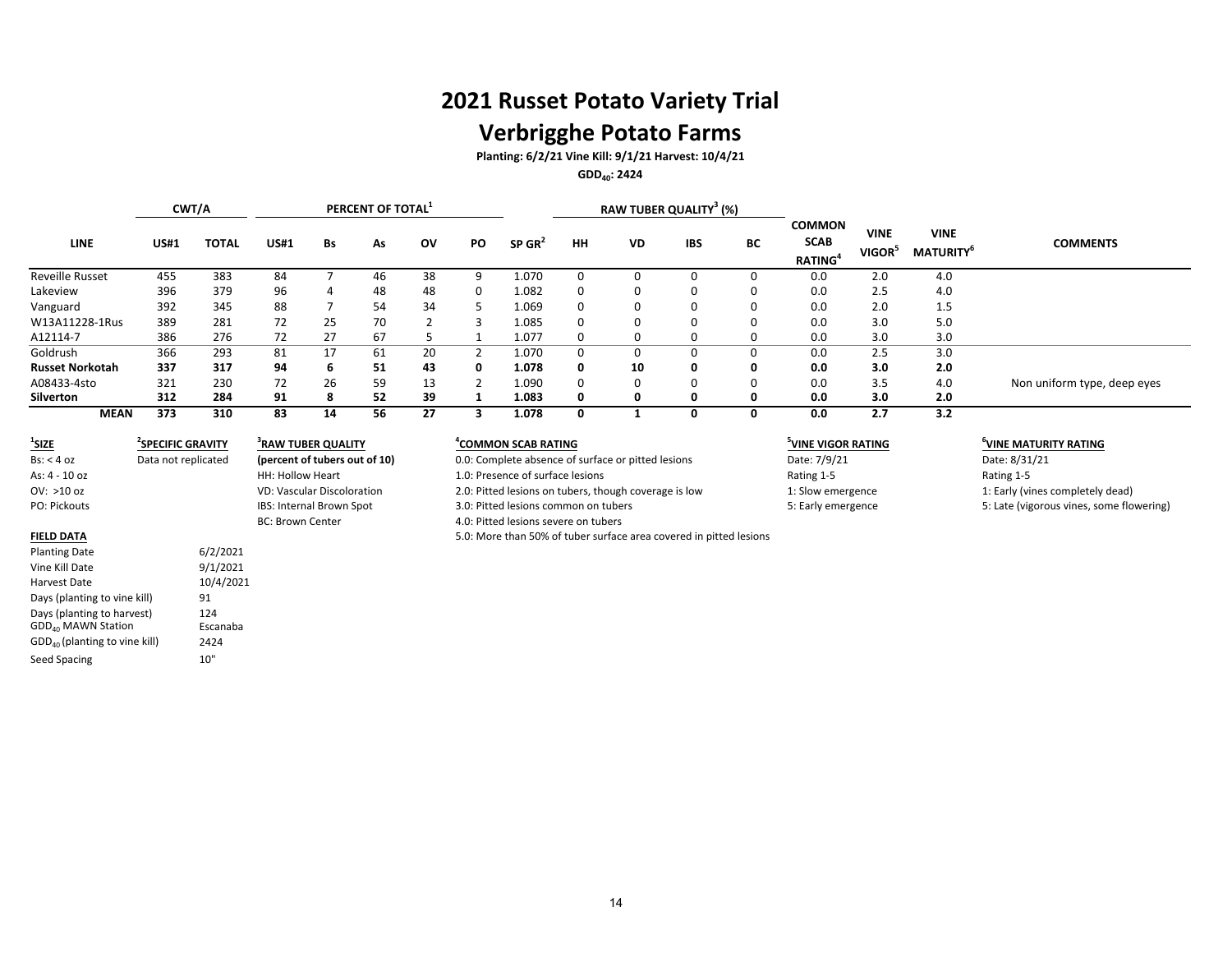# 2021 Russet Potato Variety Trial

## Verbrigghe Potato Farms

**Planting: 6/2/21 Vine Kill: 9/1/21 Harvest: 10/4/21**

**$GDD_{40}$: 2424**

| LINE | CWT/A | | PERCENT OF TOTAL[1] | | | | | SP GR[2] | RAW TUBER QUALITY[3] (%) | | | | COMMON SCAB RATING[4] | VINE VIGOR[5] | VINE MATURITY[6] | COMMENTS |
|---|---|---|---|---|---|---|---|---|---|---|---|---|---|---|---|---|
| | US#1 | TOTAL | US#1 | Bs | As | OV | PO | | HH | VD | IBS | BC | | | | |
| Reveille Russet | 455 | 383 | 84 | 7 | 46 | 38 | 9 | 1.070 | 0 | 0 | 0 | 0 | 0.0 | 2.0 | 4.0 | |
| Lakeview | 396 | 379 | 96 | 4 | 48 | 48 | 0 | 1.082 | 0 | 0 | 0 | 0 | 0.0 | 2.5 | 4.0 | |
| Vanguard | 392 | 345 | 88 | 7 | 54 | 34 | 5 | 1.069 | 0 | 0 | 0 | 0 | 0.0 | 2.0 | 1.5 | |
| W13A11228-1Rus | 389 | 281 | 72 | 25 | 70 | 2 | 3 | 1.085 | 0 | 0 | 0 | 0 | 0.0 | 3.0 | 5.0 | |
| A12114-7 | 386 | 276 | 72 | 27 | 67 | 5 | 1 | 1.077 | 0 | 0 | 0 | 0 | 0.0 | 3.0 | 3.0 | |
| Goldrush | 366 | 293 | 81 | 17 | 61 | 20 | 2 | 1.070 | 0 | 0 | 0 | 0 | 0.0 | 2.5 | 3.0 | |
| **Russet Norkotah** | **337** | **317** | **94** | **6** | **51** | **43** | **0** | **1.078** | **0** | **10** | **0** | **0** | **0.0** | **3.0** | **2.0** | |
| A08433-4sto | 321 | 230 | 72 | 26 | 59 | 13 | 2 | 1.090 | 0 | 0 | 0 | 0 | 0.0 | 3.5 | 4.0 | Non uniform type, deep eyes |
| **Silverton** | **312** | **284** | **91** | **8** | **52** | **39** | **1** | **1.083** | **0** | **0** | **0** | **0** | **0.0** | **3.0** | **2.0** | |
| **MEAN** | **373** | **310** | **83** | **14** | **56** | **27** | **3** | **1.078** | **0** | **1** | **0** | **0** | **0.0** | **2.7** | **3.2** | |

**[1]SIZE**
Bs: < 4 oz
As: 4 - 10 oz
OV: >10 oz
PO: Pickouts

**[2]SPECIFIC GRAVITY**
Data not replicated

**[3]RAW TUBER QUALITY**
**(percent of tubers out of 10)**
HH: Hollow Heart
VD: Vascular Discoloration
IBS: Internal Brown Spot
BC: Brown Center

**[4]COMMON SCAB RATING**
0.0: Complete absence of surface or pitted lesions
1.0: Presence of surface lesions
2.0: Pitted lesions on tubers, though coverage is low
3.0: Pitted lesions common on tubers
4.0: Pitted lesions severe on tubers
5.0: More than 50% of tuber surface area covered in pitted lesions

**[5]VINE VIGOR RATING**
Date: 7/9/21
Rating 1-5
1: Slow emergence
5: Early emergence

**[6]VINE MATURITY RATING**
Date: 8/31/21
Rating 1-5
1: Early (vines completely dead)
5: Late (vigorous vines, some flowering)

**FIELD DATA**

| | |
|---|---|
| Planting Date | 6/2/2021 |
| Vine Kill Date | 9/1/2021 |
| Harvest Date | 10/4/2021 |
| Days (planting to vine kill) | 91 |
| Days (planting to harvest) | 124 |
| $GDD_{40}$ MAWN Station | Escanaba |
| $GDD_{40}$ (planting to vine kill) | 2424 |
| Seed Spacing | 10" |